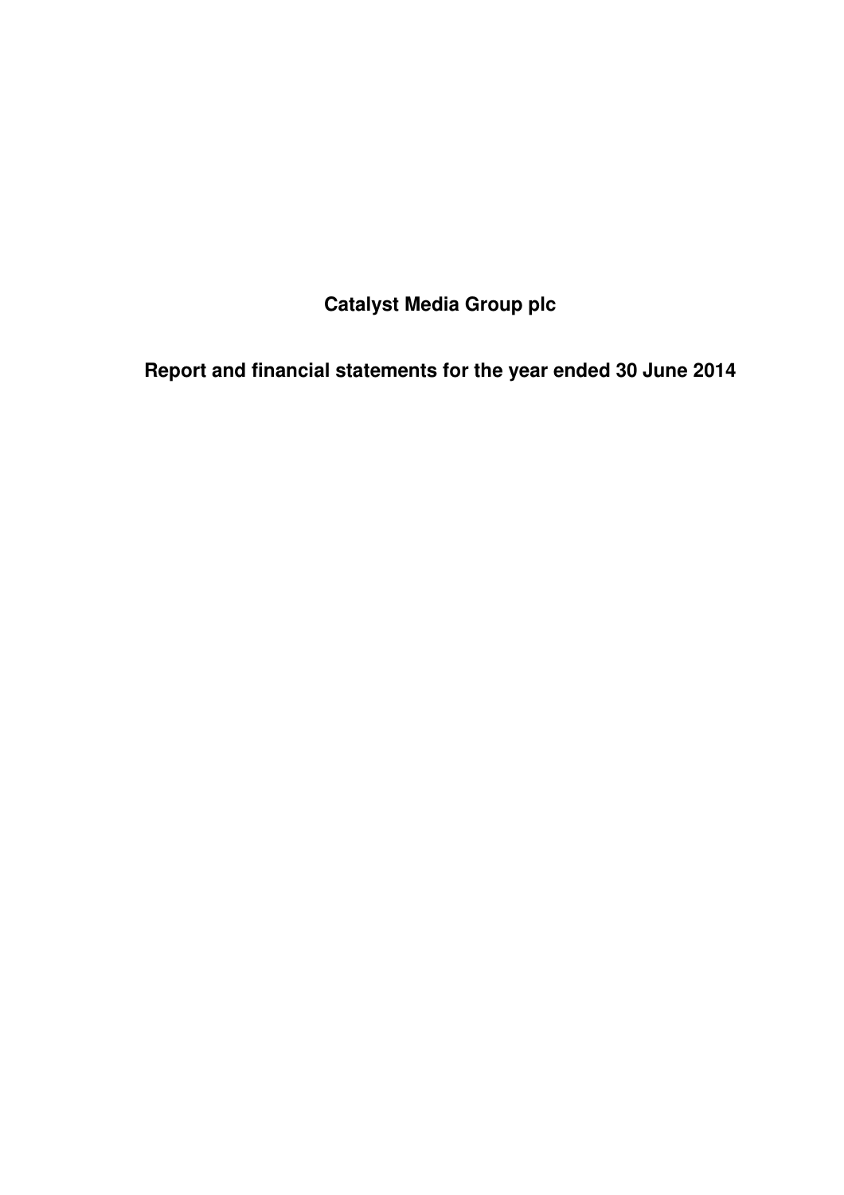# Catalyst Media Group plc

## Report and financial statements for the year ended 30 June 2014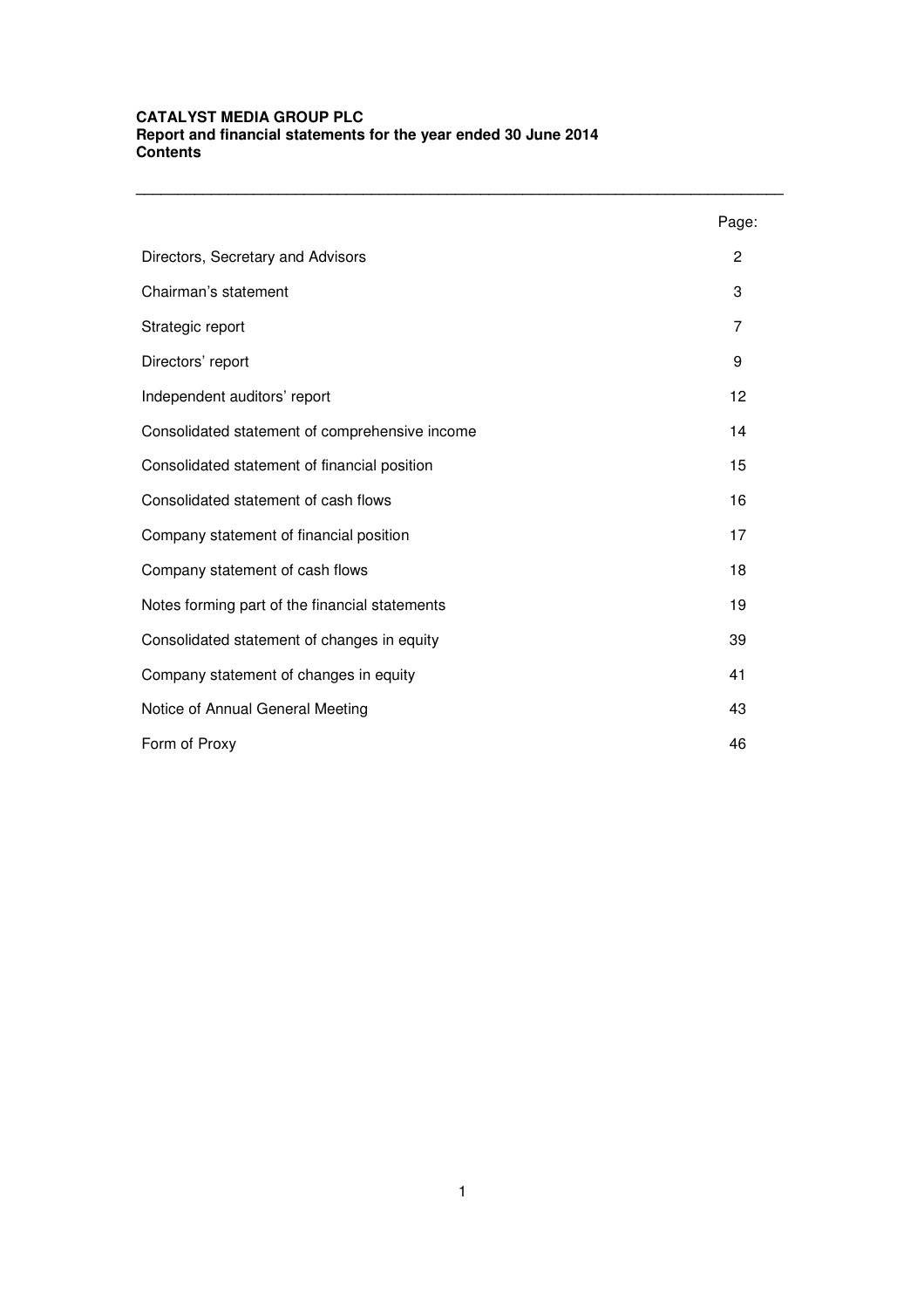**CATALYST MEDIA GROUP PLC**
**Report and financial statements for the year ended 30 June 2014**
**Contents**

| | Page: |
|---|---|
| Directors, Secretary and Advisors | 2 |
| Chairman's statement | 3 |
| Strategic report | 7 |
| Directors' report | 9 |
| Independent auditors' report | 12 |
| Consolidated statement of comprehensive income | 14 |
| Consolidated statement of financial position | 15 |
| Consolidated statement of cash flows | 16 |
| Company statement of financial position | 17 |
| Company statement of cash flows | 18 |
| Notes forming part of the financial statements | 19 |
| Consolidated statement of changes in equity | 39 |
| Company statement of changes in equity | 41 |
| Notice of Annual General Meeting | 43 |
| Form of Proxy | 46 |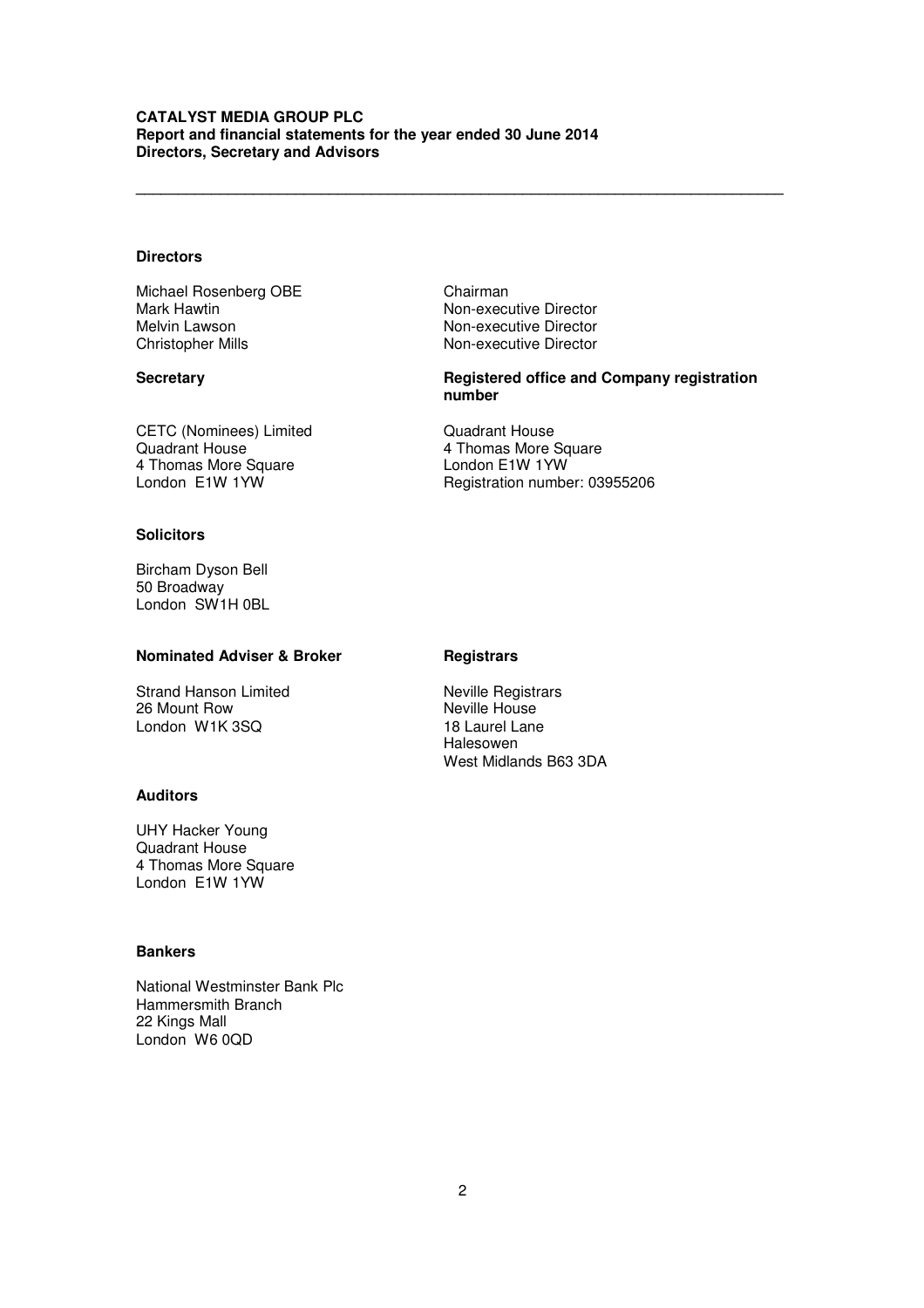**CATALYST MEDIA GROUP PLC**
**Report and financial statements for the year ended 30 June 2014**
**Directors, Secretary and Advisors**

---

**Directors**

| | |
|---|---|
| Michael Rosenberg OBE | Chairman |
| Mark Hawtin | Non-executive Director |
| Melvin Lawson | Non-executive Director |
| Christopher Mills | Non-executive Director |

**Secretary**

CETC (Nominees) Limited
Quadrant House
4 Thomas More Square
London E1W 1YW

**Registered office and Company registration number**

Quadrant House
4 Thomas More Square
London E1W 1YW
Registration number: 03955206

**Solicitors**

Bircham Dyson Bell
50 Broadway
London SW1H 0BL

**Nominated Adviser & Broker**

Strand Hanson Limited
26 Mount Row
London W1K 3SQ

**Registrars**

Neville Registrars
Neville House
18 Laurel Lane
Halesowen
West Midlands B63 3DA

**Auditors**

UHY Hacker Young
Quadrant House
4 Thomas More Square
London E1W 1YW

**Bankers**

National Westminster Bank Plc
Hammersmith Branch
22 Kings Mall
London W6 0QD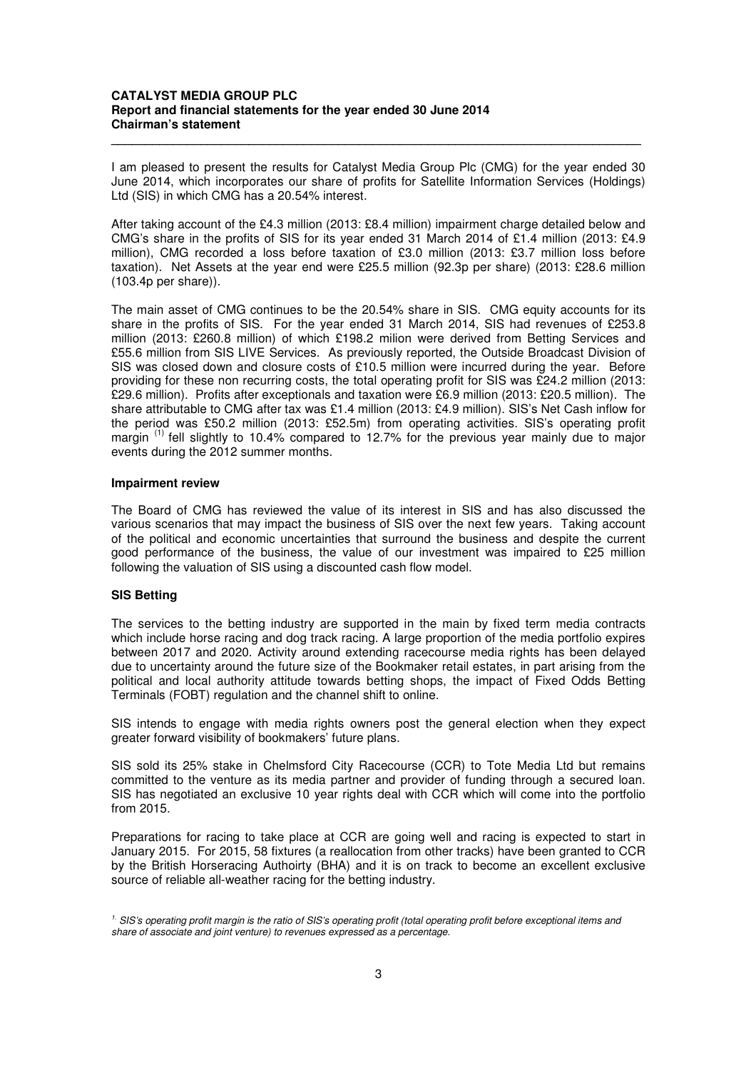**CATALYST MEDIA GROUP PLC**
**Report and financial statements for the year ended 30 June 2014**
**Chairman's statement**

I am pleased to present the results for Catalyst Media Group Plc (CMG) for the year ended 30 June 2014, which incorporates our share of profits for Satellite Information Services (Holdings) Ltd (SIS) in which CMG has a 20.54% interest.

After taking account of the £4.3 million (2013: £8.4 million) impairment charge detailed below and CMG's share in the profits of SIS for its year ended 31 March 2014 of £1.4 million (2013: £4.9 million), CMG recorded a loss before taxation of £3.0 million (2013: £3.7 million loss before taxation). Net Assets at the year end were £25.5 million (92.3p per share) (2013: £28.6 million (103.4p per share)).

The main asset of CMG continues to be the 20.54% share in SIS. CMG equity accounts for its share in the profits of SIS. For the year ended 31 March 2014, SIS had revenues of £253.8 million (2013: £260.8 million) of which £198.2 milion were derived from Betting Services and £55.6 million from SIS LIVE Services. As previously reported, the Outside Broadcast Division of SIS was closed down and closure costs of £10.5 million were incurred during the year. Before providing for these non recurring costs, the total operating profit for SIS was £24.2 million (2013: £29.6 million). Profits after exceptionals and taxation were £6.9 million (2013: £20.5 million). The share attributable to CMG after tax was £1.4 million (2013: £4.9 million). SIS's Net Cash inflow for the period was £50.2 million (2013: £52.5m) from operating activities. SIS's operating profit margin [(1)] fell slightly to 10.4% compared to 12.7% for the previous year mainly due to major events during the 2012 summer months.

**Impairment review**

The Board of CMG has reviewed the value of its interest in SIS and has also discussed the various scenarios that may impact the business of SIS over the next few years. Taking account of the political and economic uncertainties that surround the business and despite the current good performance of the business, the value of our investment was impaired to £25 million following the valuation of SIS using a discounted cash flow model.

**SIS Betting**

The services to the betting industry are supported in the main by fixed term media contracts which include horse racing and dog track racing. A large proportion of the media portfolio expires between 2017 and 2020. Activity around extending racecourse media rights has been delayed due to uncertainty around the future size of the Bookmaker retail estates, in part arising from the political and local authority attitude towards betting shops, the impact of Fixed Odds Betting Terminals (FOBT) regulation and the channel shift to online.

SIS intends to engage with media rights owners post the general election when they expect greater forward visibility of bookmakers' future plans.

SIS sold its 25% stake in Chelmsford City Racecourse (CCR) to Tote Media Ltd but remains committed to the venture as its media partner and provider of funding through a secured loan. SIS has negotiated an exclusive 10 year rights deal with CCR which will come into the portfolio from 2015.

Preparations for racing to take place at CCR are going well and racing is expected to start in January 2015. For 2015, 58 fixtures (a reallocation from other tracks) have been granted to CCR by the British Horseracing Authoirty (BHA) and it is on track to become an excellent exclusive source of reliable all-weather racing for the betting industry.

[1.] *SIS's operating profit margin is the ratio of SIS's operating profit (total operating profit before exceptional items and share of associate and joint venture) to revenues expressed as a percentage.*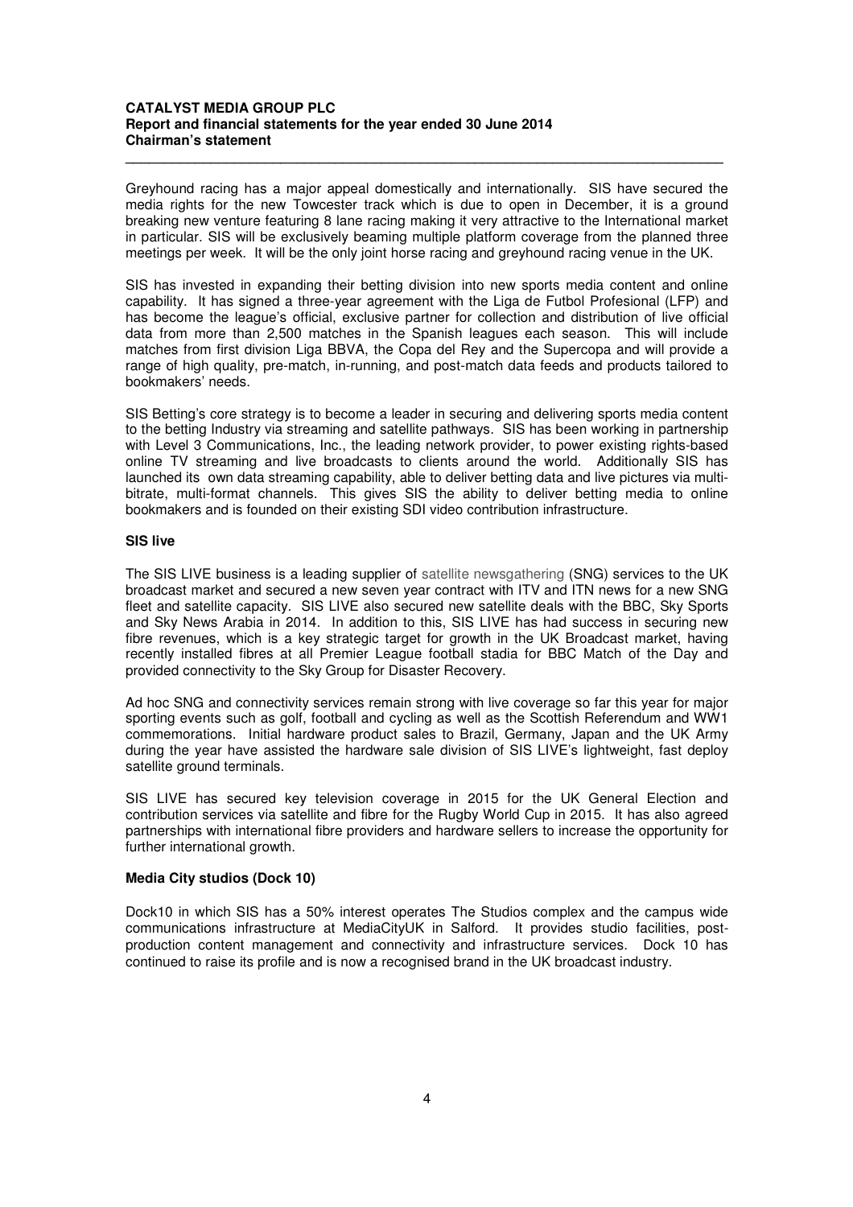Greyhound racing has a major appeal domestically and internationally. SIS have secured the media rights for the new Towcester track which is due to open in December, it is a ground breaking new venture featuring 8 lane racing making it very attractive to the International market in particular. SIS will be exclusively beaming multiple platform coverage from the planned three meetings per week. It will be the only joint horse racing and greyhound racing venue in the UK.

SIS has invested in expanding their betting division into new sports media content and online capability. It has signed a three-year agreement with the Liga de Futbol Profesional (LFP) and has become the league's official, exclusive partner for collection and distribution of live official data from more than 2,500 matches in the Spanish leagues each season. This will include matches from first division Liga BBVA, the Copa del Rey and the Supercopa and will provide a range of high quality, pre-match, in-running, and post-match data feeds and products tailored to bookmakers' needs.

SIS Betting's core strategy is to become a leader in securing and delivering sports media content to the betting Industry via streaming and satellite pathways. SIS has been working in partnership with Level 3 Communications, Inc., the leading network provider, to power existing rights-based online TV streaming and live broadcasts to clients around the world. Additionally SIS has launched its own data streaming capability, able to deliver betting data and live pictures via multi-bitrate, multi-format channels. This gives SIS the ability to deliver betting media to online bookmakers and is founded on their existing SDI video contribution infrastructure.

**SIS live**

The SIS LIVE business is a leading supplier of satellite newsgathering (SNG) services to the UK broadcast market and secured a new seven year contract with ITV and ITN news for a new SNG fleet and satellite capacity. SIS LIVE also secured new satellite deals with the BBC, Sky Sports and Sky News Arabia in 2014. In addition to this, SIS LIVE has had success in securing new fibre revenues, which is a key strategic target for growth in the UK Broadcast market, having recently installed fibres at all Premier League football stadia for BBC Match of the Day and provided connectivity to the Sky Group for Disaster Recovery.

Ad hoc SNG and connectivity services remain strong with live coverage so far this year for major sporting events such as golf, football and cycling as well as the Scottish Referendum and WW1 commemorations. Initial hardware product sales to Brazil, Germany, Japan and the UK Army during the year have assisted the hardware sale division of SIS LIVE's lightweight, fast deploy satellite ground terminals.

SIS LIVE has secured key television coverage in 2015 for the UK General Election and contribution services via satellite and fibre for the Rugby World Cup in 2015. It has also agreed partnerships with international fibre providers and hardware sellers to increase the opportunity for further international growth.

**Media City studios (Dock 10)**

Dock10 in which SIS has a 50% interest operates The Studios complex and the campus wide communications infrastructure at MediaCityUK in Salford. It provides studio facilities, post-production content management and connectivity and infrastructure services. Dock 10 has continued to raise its profile and is now a recognised brand in the UK broadcast industry.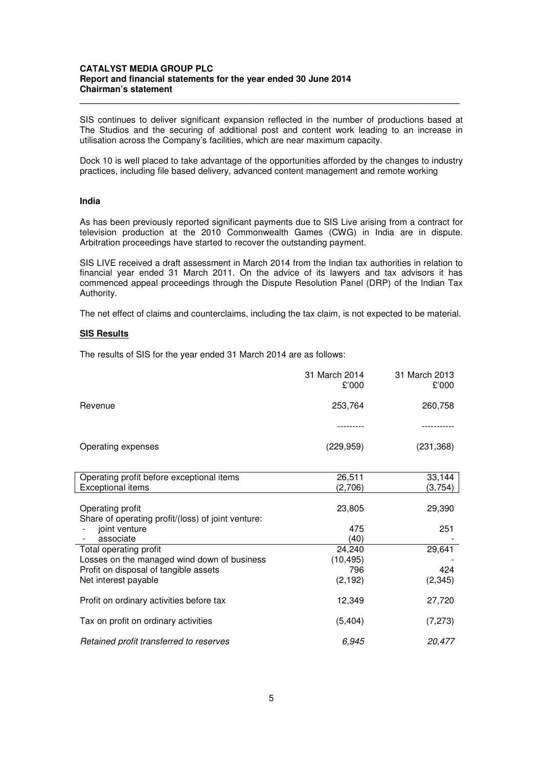SIS continues to deliver significant expansion reflected in the number of productions based at The Studios and the securing of additional post and content work leading to an increase in utilisation across the Company's facilities, which are near maximum capacity.

Dock 10 is well placed to take advantage of the opportunities afforded by the changes to industry practices, including file based delivery, advanced content management and remote working

**India**

As has been previously reported significant payments due to SIS Live arising from a contract for television production at the 2010 Commonwealth Games (CWG) in India are in dispute. Arbitration proceedings have started to recover the outstanding payment.

SIS LIVE received a draft assessment in March 2014 from the Indian tax authorities in relation to financial year ended 31 March 2011. On the advice of its lawyers and tax advisors it has commenced appeal proceedings through the Dispute Resolution Panel (DRP) of the Indian Tax Authority.

The net effect of claims and counterclaims, including the tax claim, is not expected to be material.

**SIS Results**

The results of SIS for the year ended 31 March 2014 are as follows:

| | 31 March 2014 £'000 | 31 March 2013 £'000 |
|---|---|---|
| Revenue | 253,764 | 260,758 |
| Operating expenses | (229,959) | (231,368) |
| Operating profit before exceptional items | 26,511 | 33,144 |
| Exceptional items | (2,706) | (3,754) |
| Operating profit | 23,805 | 29,390 |
| Share of operating profit/(loss) of joint venture: | | |
| - joint venture | 475 | 251 |
| - associate | (40) | - |
| Total operating profit | 24,240 | 29,641 |
| Losses on the managed wind down of business | (10,495) | - |
| Profit on disposal of tangible assets | 796 | 424 |
| Net interest payable | (2,192) | (2,345) |
| Profit on ordinary activities before tax | 12,349 | 27,720 |
| Tax on profit on ordinary activities | (5,404) | (7,273) |
| *Retained profit transferred to reserves* | *6,945* | *20,477* |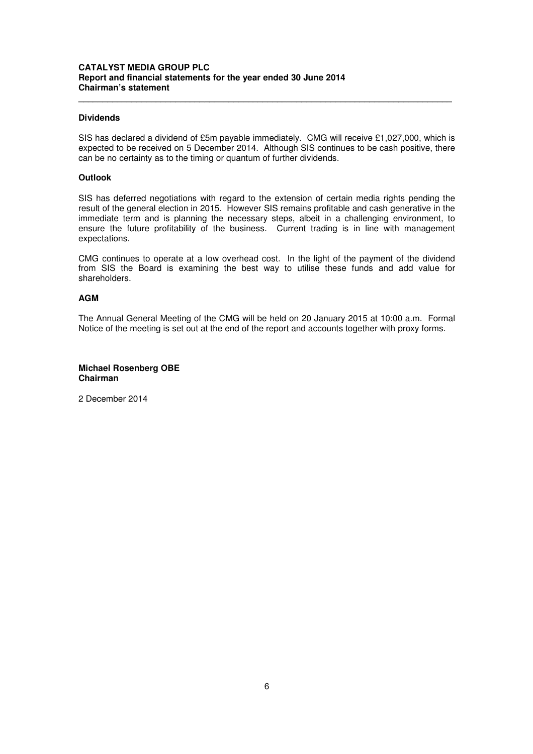## Dividends

SIS has declared a dividend of £5m payable immediately. CMG will receive £1,027,000, which is expected to be received on 5 December 2014. Although SIS continues to be cash positive, there can be no certainty as to the timing or quantum of further dividends.

## Outlook

SIS has deferred negotiations with regard to the extension of certain media rights pending the result of the general election in 2015. However SIS remains profitable and cash generative in the immediate term and is planning the necessary steps, albeit in a challenging environment, to ensure the future profitability of the business. Current trading is in line with management expectations.

CMG continues to operate at a low overhead cost. In the light of the payment of the dividend from SIS the Board is examining the best way to utilise these funds and add value for shareholders.

## AGM

The Annual General Meeting of the CMG will be held on 20 January 2015 at 10:00 a.m. Formal Notice of the meeting is set out at the end of the report and accounts together with proxy forms.

**Michael Rosenberg OBE**
**Chairman**

2 December 2014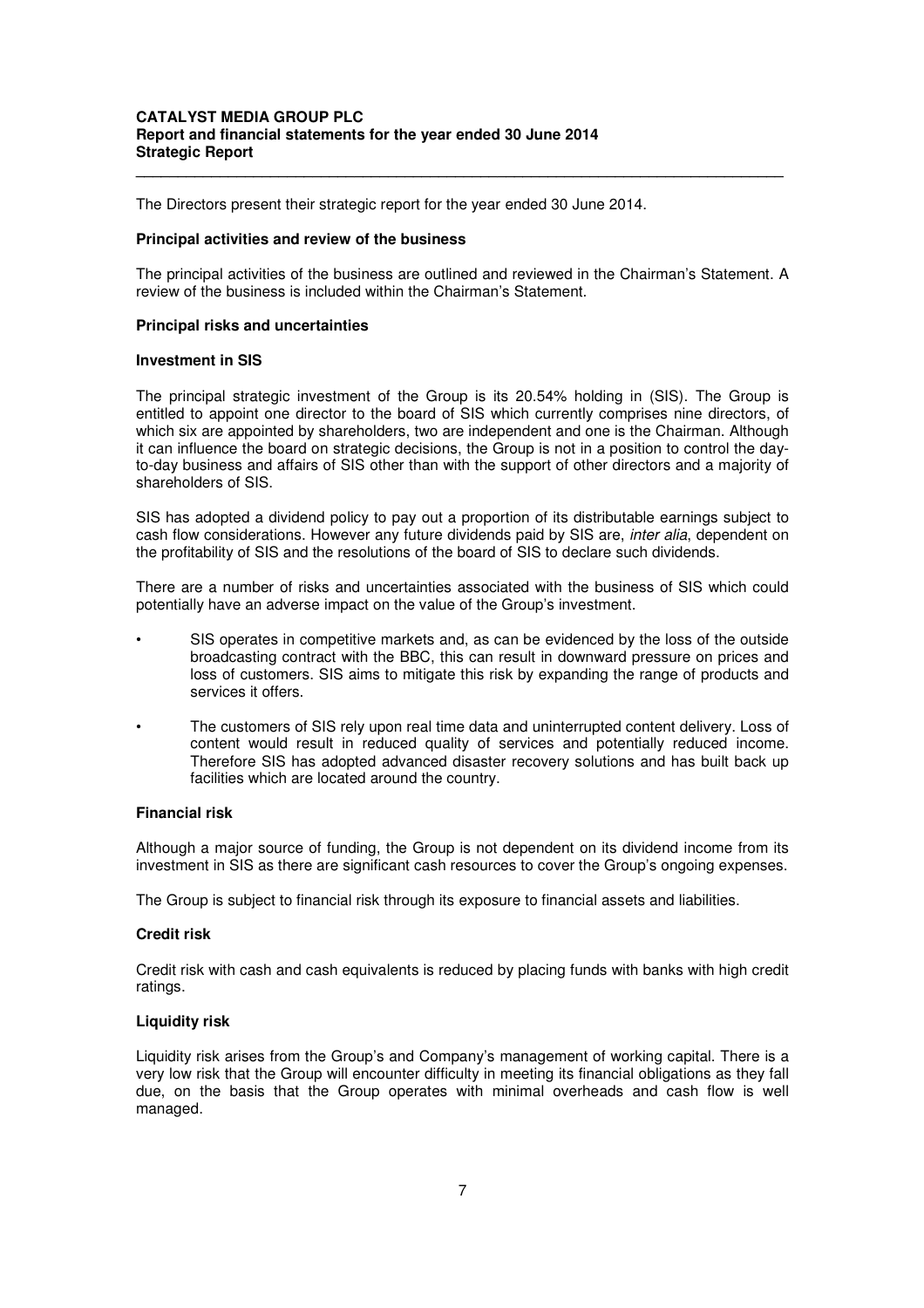The Directors present their strategic report for the year ended 30 June 2014.

**Principal activities and review of the business**

The principal activities of the business are outlined and reviewed in the Chairman's Statement. A review of the business is included within the Chairman's Statement.

**Principal risks and uncertainties**

**Investment in SIS**

The principal strategic investment of the Group is its 20.54% holding in (SIS). The Group is entitled to appoint one director to the board of SIS which currently comprises nine directors, of which six are appointed by shareholders, two are independent and one is the Chairman. Although it can influence the board on strategic decisions, the Group is not in a position to control the day-to-day business and affairs of SIS other than with the support of other directors and a majority of shareholders of SIS.

SIS has adopted a dividend policy to pay out a proportion of its distributable earnings subject to cash flow considerations. However any future dividends paid by SIS are, *inter alia*, dependent on the profitability of SIS and the resolutions of the board of SIS to declare such dividends.

There are a number of risks and uncertainties associated with the business of SIS which could potentially have an adverse impact on the value of the Group's investment.

- SIS operates in competitive markets and, as can be evidenced by the loss of the outside broadcasting contract with the BBC, this can result in downward pressure on prices and loss of customers. SIS aims to mitigate this risk by expanding the range of products and services it offers.
- The customers of SIS rely upon real time data and uninterrupted content delivery. Loss of content would result in reduced quality of services and potentially reduced income. Therefore SIS has adopted advanced disaster recovery solutions and has built back up facilities which are located around the country.

**Financial risk**

Although a major source of funding, the Group is not dependent on its dividend income from its investment in SIS as there are significant cash resources to cover the Group's ongoing expenses.

The Group is subject to financial risk through its exposure to financial assets and liabilities.

**Credit risk**

Credit risk with cash and cash equivalents is reduced by placing funds with banks with high credit ratings.

**Liquidity risk**

Liquidity risk arises from the Group's and Company's management of working capital. There is a very low risk that the Group will encounter difficulty in meeting its financial obligations as they fall due, on the basis that the Group operates with minimal overheads and cash flow is well managed.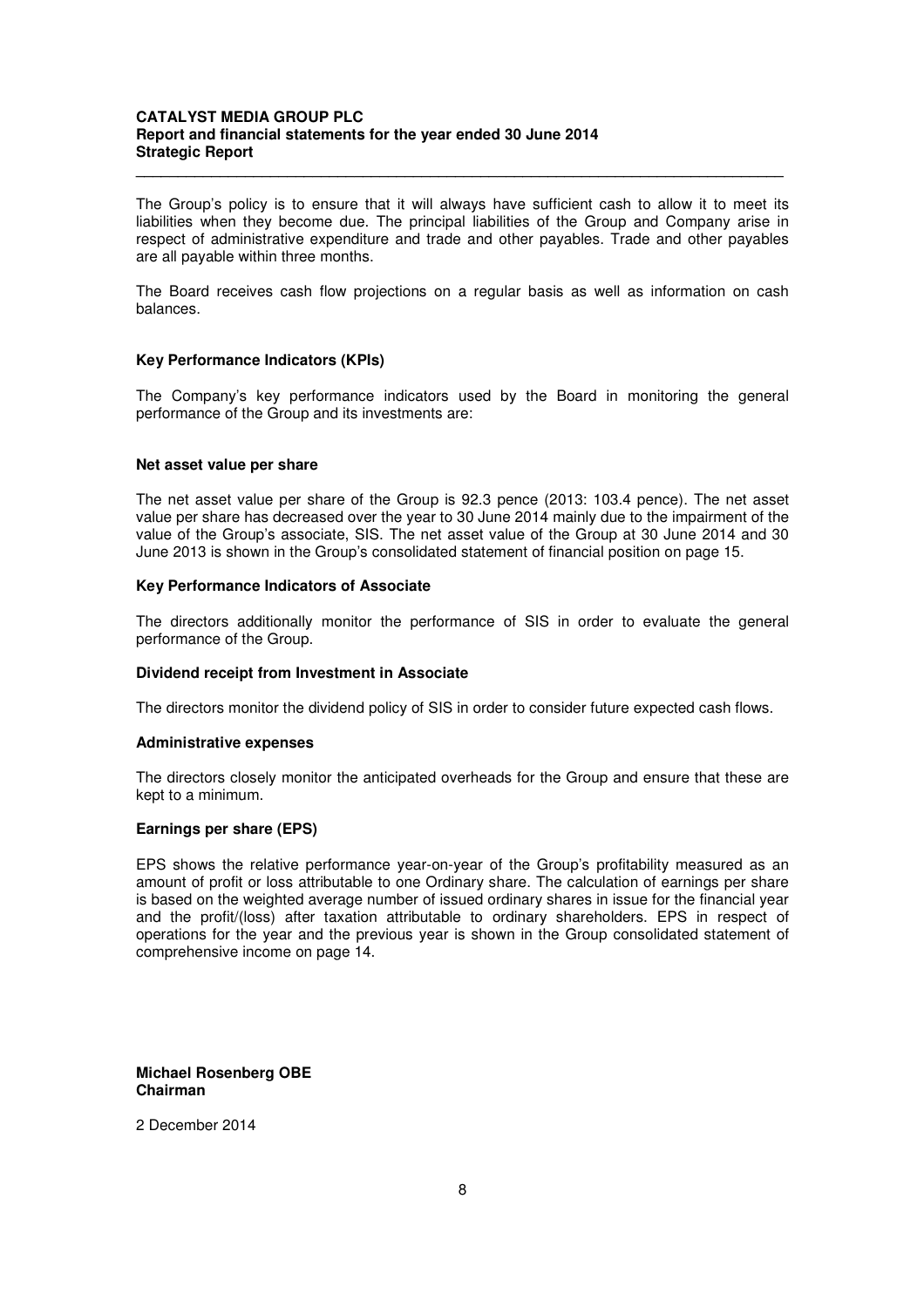The Group's policy is to ensure that it will always have sufficient cash to allow it to meet its liabilities when they become due. The principal liabilities of the Group and Company arise in respect of administrative expenditure and trade and other payables. Trade and other payables are all payable within three months.

The Board receives cash flow projections on a regular basis as well as information on cash balances.

**Key Performance Indicators (KPIs)**

The Company's key performance indicators used by the Board in monitoring the general performance of the Group and its investments are:

**Net asset value per share**

The net asset value per share of the Group is 92.3 pence (2013: 103.4 pence). The net asset value per share has decreased over the year to 30 June 2014 mainly due to the impairment of the value of the Group's associate, SIS. The net asset value of the Group at 30 June 2014 and 30 June 2013 is shown in the Group's consolidated statement of financial position on page 15.

**Key Performance Indicators of Associate**

The directors additionally monitor the performance of SIS in order to evaluate the general performance of the Group.

**Dividend receipt from Investment in Associate**

The directors monitor the dividend policy of SIS in order to consider future expected cash flows.

**Administrative expenses**

The directors closely monitor the anticipated overheads for the Group and ensure that these are kept to a minimum.

**Earnings per share (EPS)**

EPS shows the relative performance year-on-year of the Group's profitability measured as an amount of profit or loss attributable to one Ordinary share. The calculation of earnings per share is based on the weighted average number of issued ordinary shares in issue for the financial year and the profit/(loss) after taxation attributable to ordinary shareholders. EPS in respect of operations for the year and the previous year is shown in the Group consolidated statement of comprehensive income on page 14.

**Michael Rosenberg OBE**
**Chairman**

2 December 2014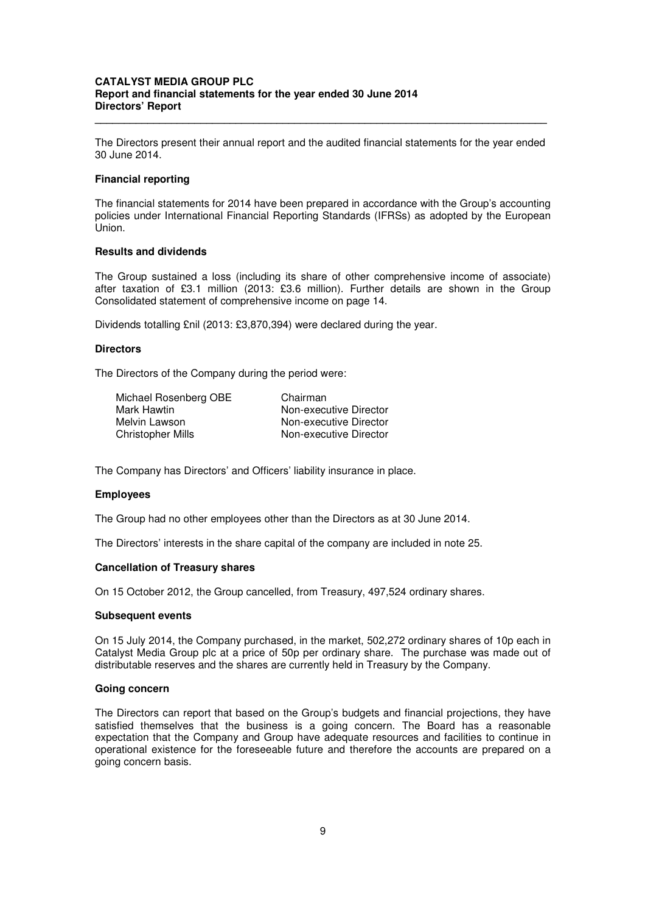# CATALYST MEDIA GROUP PLC
## Report and financial statements for the year ended 30 June 2014
## Directors' Report

The Directors present their annual report and the audited financial statements for the year ended 30 June 2014.

**Financial reporting**

The financial statements for 2014 have been prepared in accordance with the Group's accounting policies under International Financial Reporting Standards (IFRSs) as adopted by the European Union.

**Results and dividends**

The Group sustained a loss (including its share of other comprehensive income of associate) after taxation of £3.1 million (2013: £3.6 million). Further details are shown in the Group Consolidated statement of comprehensive income on page 14.

Dividends totalling £nil (2013: £3,870,394) were declared during the year.

**Directors**

The Directors of the Company during the period were:

| | |
|---|---|
| Michael Rosenberg OBE | Chairman |
| Mark Hawtin | Non-executive Director |
| Melvin Lawson | Non-executive Director |
| Christopher Mills | Non-executive Director |

The Company has Directors' and Officers' liability insurance in place.

**Employees**

The Group had no other employees other than the Directors as at 30 June 2014.

The Directors' interests in the share capital of the company are included in note 25.

**Cancellation of Treasury shares**

On 15 October 2012, the Group cancelled, from Treasury, 497,524 ordinary shares.

**Subsequent events**

On 15 July 2014, the Company purchased, in the market, 502,272 ordinary shares of 10p each in Catalyst Media Group plc at a price of 50p per ordinary share. The purchase was made out of distributable reserves and the shares are currently held in Treasury by the Company.

**Going concern**

The Directors can report that based on the Group's budgets and financial projections, they have satisfied themselves that the business is a going concern. The Board has a reasonable expectation that the Company and Group have adequate resources and facilities to continue in operational existence for the foreseeable future and therefore the accounts are prepared on a going concern basis.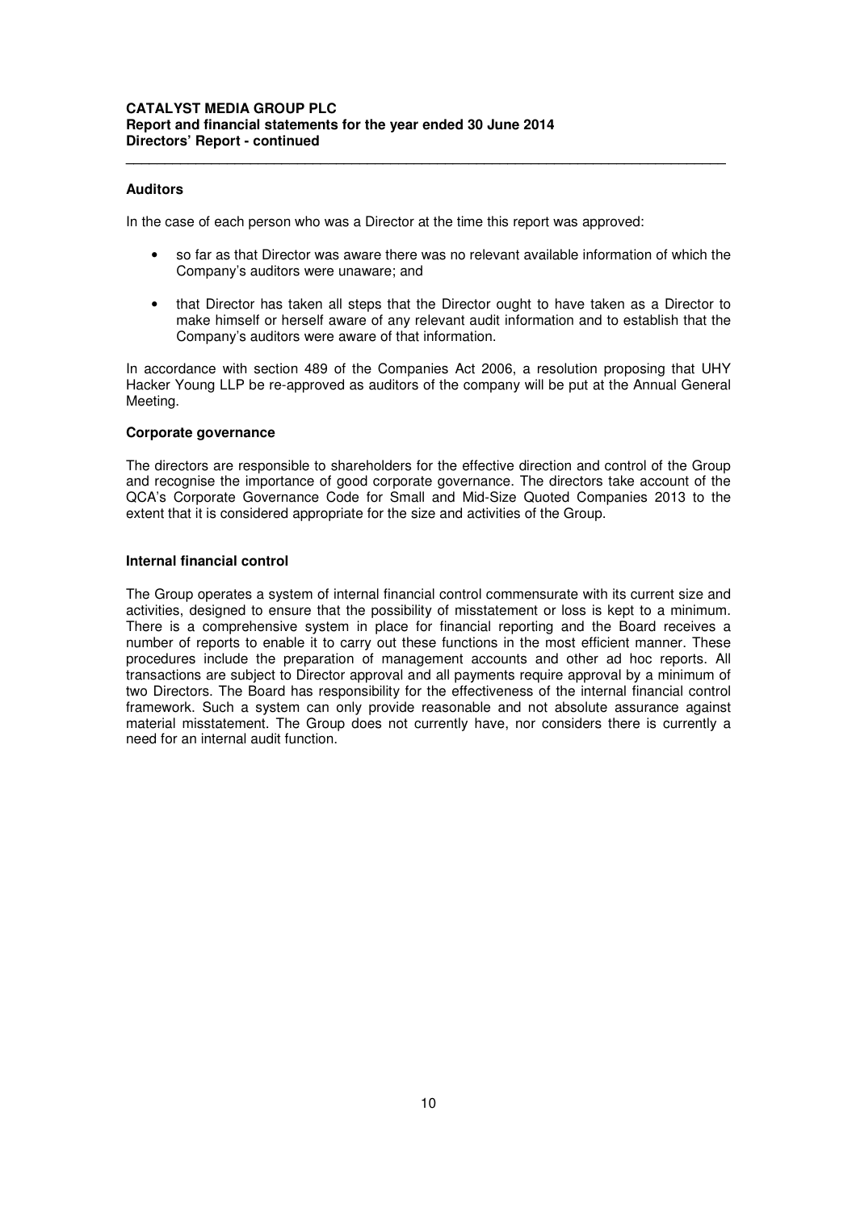## Auditors

In the case of each person who was a Director at the time this report was approved:

- so far as that Director was aware there was no relevant available information of which the Company's auditors were unaware; and
- that Director has taken all steps that the Director ought to have taken as a Director to make himself or herself aware of any relevant audit information and to establish that the Company's auditors were aware of that information.

In accordance with section 489 of the Companies Act 2006, a resolution proposing that UHY Hacker Young LLP be re-approved as auditors of the company will be put at the Annual General Meeting.

## Corporate governance

The directors are responsible to shareholders for the effective direction and control of the Group and recognise the importance of good corporate governance. The directors take account of the QCA's Corporate Governance Code for Small and Mid-Size Quoted Companies 2013 to the extent that it is considered appropriate for the size and activities of the Group.

## Internal financial control

The Group operates a system of internal financial control commensurate with its current size and activities, designed to ensure that the possibility of misstatement or loss is kept to a minimum. There is a comprehensive system in place for financial reporting and the Board receives a number of reports to enable it to carry out these functions in the most efficient manner. These procedures include the preparation of management accounts and other ad hoc reports. All transactions are subject to Director approval and all payments require approval by a minimum of two Directors. The Board has responsibility for the effectiveness of the internal financial control framework. Such a system can only provide reasonable and not absolute assurance against material misstatement. The Group does not currently have, nor considers there is currently a need for an internal audit function.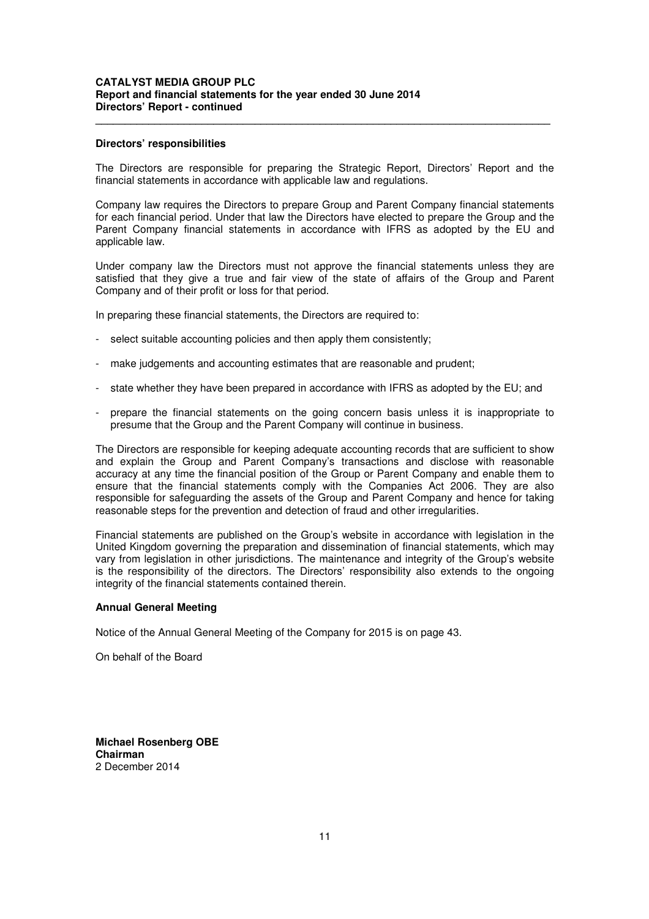## Directors' responsibilities

The Directors are responsible for preparing the Strategic Report, Directors' Report and the financial statements in accordance with applicable law and regulations.

Company law requires the Directors to prepare Group and Parent Company financial statements for each financial period. Under that law the Directors have elected to prepare the Group and the Parent Company financial statements in accordance with IFRS as adopted by the EU and applicable law.

Under company law the Directors must not approve the financial statements unless they are satisfied that they give a true and fair view of the state of affairs of the Group and Parent Company and of their profit or loss for that period.

In preparing these financial statements, the Directors are required to:

- select suitable accounting policies and then apply them consistently;
- make judgements and accounting estimates that are reasonable and prudent;
- state whether they have been prepared in accordance with IFRS as adopted by the EU; and
- prepare the financial statements on the going concern basis unless it is inappropriate to presume that the Group and the Parent Company will continue in business.

The Directors are responsible for keeping adequate accounting records that are sufficient to show and explain the Group and Parent Company's transactions and disclose with reasonable accuracy at any time the financial position of the Group or Parent Company and enable them to ensure that the financial statements comply with the Companies Act 2006. They are also responsible for safeguarding the assets of the Group and Parent Company and hence for taking reasonable steps for the prevention and detection of fraud and other irregularities.

Financial statements are published on the Group's website in accordance with legislation in the United Kingdom governing the preparation and dissemination of financial statements, which may vary from legislation in other jurisdictions. The maintenance and integrity of the Group's website is the responsibility of the directors. The Directors' responsibility also extends to the ongoing integrity of the financial statements contained therein.

## Annual General Meeting

Notice of the Annual General Meeting of the Company for 2015 is on page 43.

On behalf of the Board

**Michael Rosenberg OBE**
**Chairman**
2 December 2014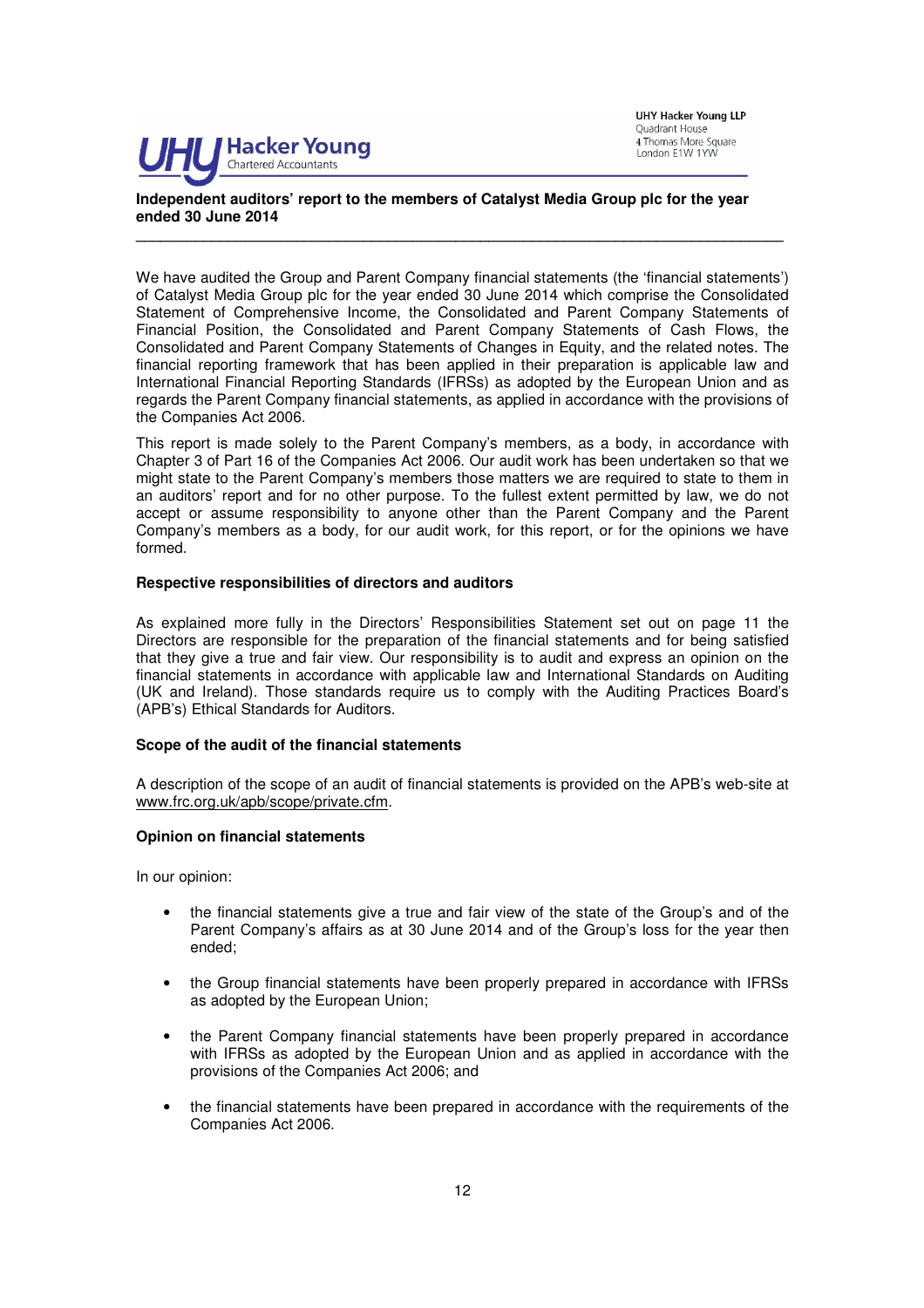UHY Hacker Young LLP
Quadrant House
4 Thomas More Square
London E1W 1YW

UHY Hacker Young
Chartered Accountants

**Independent auditors' report to the members of Catalyst Media Group plc for the year ended 30 June 2014**

---

We have audited the Group and Parent Company financial statements (the 'financial statements') of Catalyst Media Group plc for the year ended 30 June 2014 which comprise the Consolidated Statement of Comprehensive Income, the Consolidated and Parent Company Statements of Financial Position, the Consolidated and Parent Company Statements of Cash Flows, the Consolidated and Parent Company Statements of Changes in Equity, and the related notes. The financial reporting framework that has been applied in their preparation is applicable law and International Financial Reporting Standards (IFRSs) as adopted by the European Union and as regards the Parent Company financial statements, as applied in accordance with the provisions of the Companies Act 2006.

This report is made solely to the Parent Company's members, as a body, in accordance with Chapter 3 of Part 16 of the Companies Act 2006. Our audit work has been undertaken so that we might state to the Parent Company's members those matters we are required to state to them in an auditors' report and for no other purpose. To the fullest extent permitted by law, we do not accept or assume responsibility to anyone other than the Parent Company and the Parent Company's members as a body, for our audit work, for this report, or for the opinions we have formed.

**Respective responsibilities of directors and auditors**

As explained more fully in the Directors' Responsibilities Statement set out on page 11 the Directors are responsible for the preparation of the financial statements and for being satisfied that they give a true and fair view. Our responsibility is to audit and express an opinion on the financial statements in accordance with applicable law and International Standards on Auditing (UK and Ireland). Those standards require us to comply with the Auditing Practices Board's (APB's) Ethical Standards for Auditors.

**Scope of the audit of the financial statements**

A description of the scope of an audit of financial statements is provided on the APB's web-site at www.frc.org.uk/apb/scope/private.cfm.

**Opinion on financial statements**

In our opinion:

- the financial statements give a true and fair view of the state of the Group's and of the Parent Company's affairs as at 30 June 2014 and of the Group's loss for the year then ended;
- the Group financial statements have been properly prepared in accordance with IFRSs as adopted by the European Union;
- the Parent Company financial statements have been properly prepared in accordance with IFRSs as adopted by the European Union and as applied in accordance with the provisions of the Companies Act 2006; and
- the financial statements have been prepared in accordance with the requirements of the Companies Act 2006.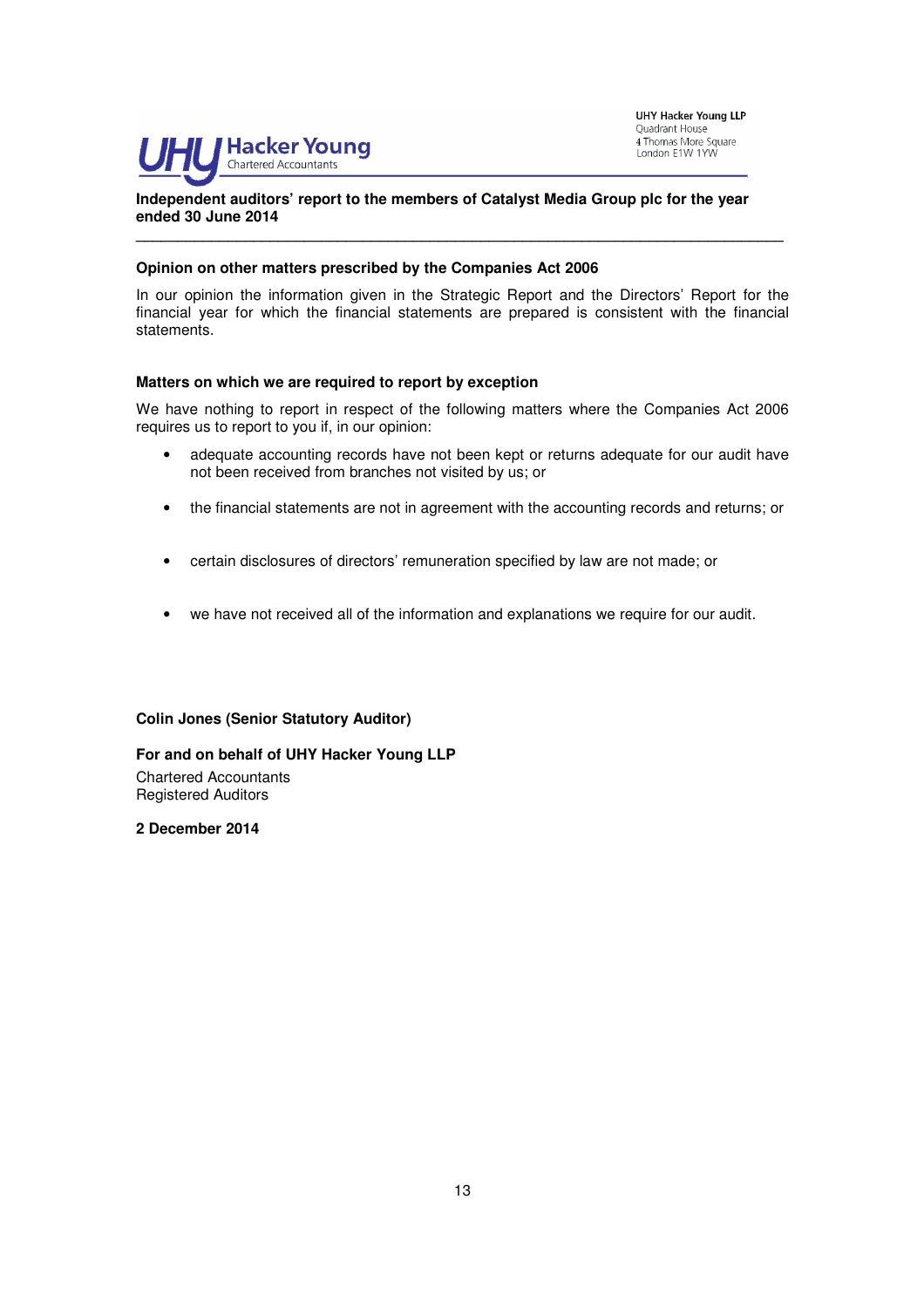UHY Hacker Young LLP
Quadrant House
4 Thomas More Square
London E1W 1YW

**Independent auditors' report to the members of Catalyst Media Group plc for the year ended 30 June 2014**

---

## Opinion on other matters prescribed by the Companies Act 2006

In our opinion the information given in the Strategic Report and the Directors' Report for the financial year for which the financial statements are prepared is consistent with the financial statements.

## Matters on which we are required to report by exception

We have nothing to report in respect of the following matters where the Companies Act 2006 requires us to report to you if, in our opinion:

- adequate accounting records have not been kept or returns adequate for our audit have not been received from branches not visited by us; or
- the financial statements are not in agreement with the accounting records and returns; or
- certain disclosures of directors' remuneration specified by law are not made; or
- we have not received all of the information and explanations we require for our audit.

**Colin Jones (Senior Statutory Auditor)**

**For and on behalf of UHY Hacker Young LLP**
Chartered Accountants
Registered Auditors

**2 December 2014**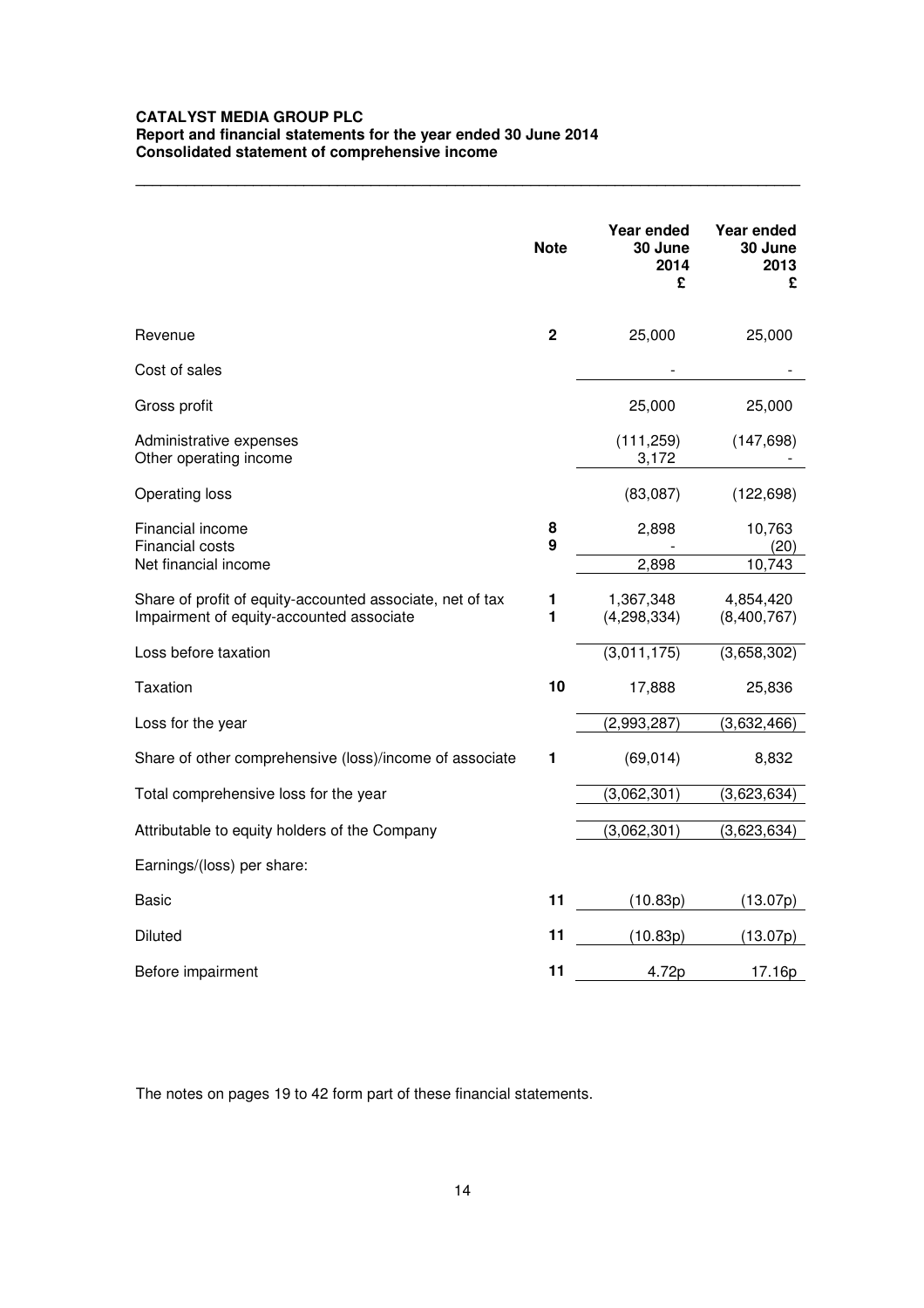**CATALYST MEDIA GROUP PLC**
**Report and financial statements for the year ended 30 June 2014**
**Consolidated statement of comprehensive income**

| | Note | Year ended 30 June 2014 £ | Year ended 30 June 2013 £ |
|---|---|---|---|
| Revenue | 2 | 25,000 | 25,000 |
| Cost of sales | | - | - |
| Gross profit | | 25,000 | 25,000 |
| Administrative expenses | | (111,259) | (147,698) |
| Other operating income | | 3,172 | - |
| Operating loss | | (83,087) | (122,698) |
| Financial income | 8 | 2,898 | 10,763 |
| Financial costs | 9 | - | (20) |
| Net financial income | | 2,898 | 10,743 |
| Share of profit of equity-accounted associate, net of tax | 1 | 1,367,348 | 4,854,420 |
| Impairment of equity-accounted associate | 1 | (4,298,334) | (8,400,767) |
| Loss before taxation | | (3,011,175) | (3,658,302) |
| Taxation | 10 | 17,888 | 25,836 |
| Loss for the year | | (2,993,287) | (3,632,466) |
| Share of other comprehensive (loss)/income of associate | 1 | (69,014) | 8,832 |
| Total comprehensive loss for the year | | (3,062,301) | (3,623,634) |
| Attributable to equity holders of the Company | | (3,062,301) | (3,623,634) |
| Earnings/(loss) per share: | | | |
| Basic | 11 | (10.83p) | (13.07p) |
| Diluted | 11 | (10.83p) | (13.07p) |
| Before impairment | 11 | 4.72p | 17.16p |

The notes on pages 19 to 42 form part of these financial statements.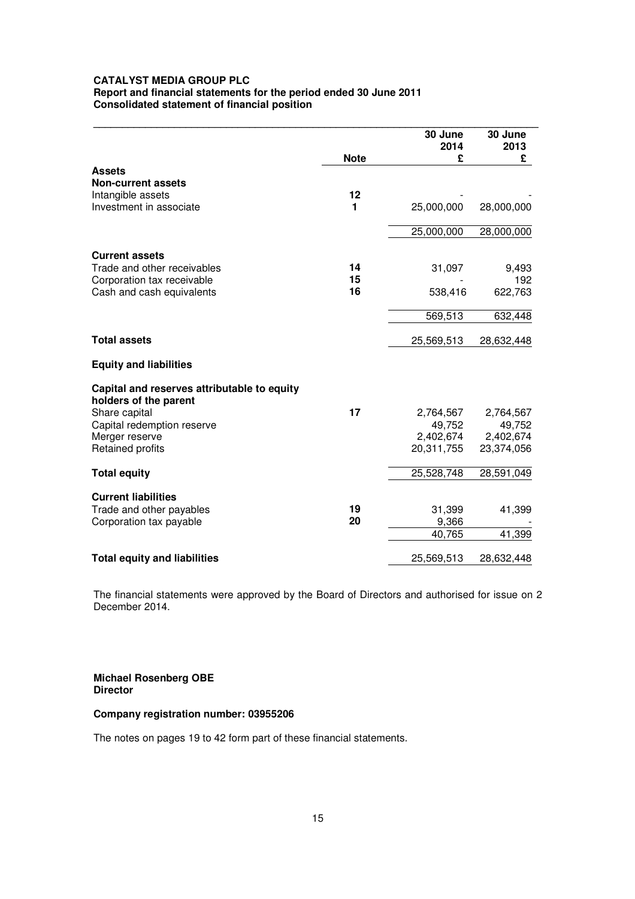**CATALYST MEDIA GROUP PLC**
**Report and financial statements for the period ended 30 June 2011**
**Consolidated statement of financial position**

| | Note | 30 June 2014 £ | 30 June 2013 £ |
|---|---|---|---|
| **Assets** | | | |
| **Non-current assets** | | | |
| Intangible assets | 12 | - | - |
| Investment in associate | 1 | 25,000,000 | 28,000,000 |
| | | 25,000,000 | 28,000,000 |
| **Current assets** | | | |
| Trade and other receivables | 14 | 31,097 | 9,493 |
| Corporation tax receivable | 15 | - | 192 |
| Cash and cash equivalents | 16 | 538,416 | 622,763 |
| | | 569,513 | 632,448 |
| **Total assets** | | 25,569,513 | 28,632,448 |
| **Equity and liabilities** | | | |
| **Capital and reserves attributable to equity holders of the parent** | | | |
| Share capital | 17 | 2,764,567 | 2,764,567 |
| Capital redemption reserve | | 49,752 | 49,752 |
| Merger reserve | | 2,402,674 | 2,402,674 |
| Retained profits | | 20,311,755 | 23,374,056 |
| **Total equity** | | 25,528,748 | 28,591,049 |
| **Current liabilities** | | | |
| Trade and other payables | 19 | 31,399 | 41,399 |
| Corporation tax payable | 20 | 9,366 | - |
| | | 40,765 | 41,399 |
| **Total equity and liabilities** | | 25,569,513 | 28,632,448 |

The financial statements were approved by the Board of Directors and authorised for issue on 2 December 2014.

**Michael Rosenberg OBE**
**Director**

**Company registration number: 03955206**

The notes on pages 19 to 42 form part of these financial statements.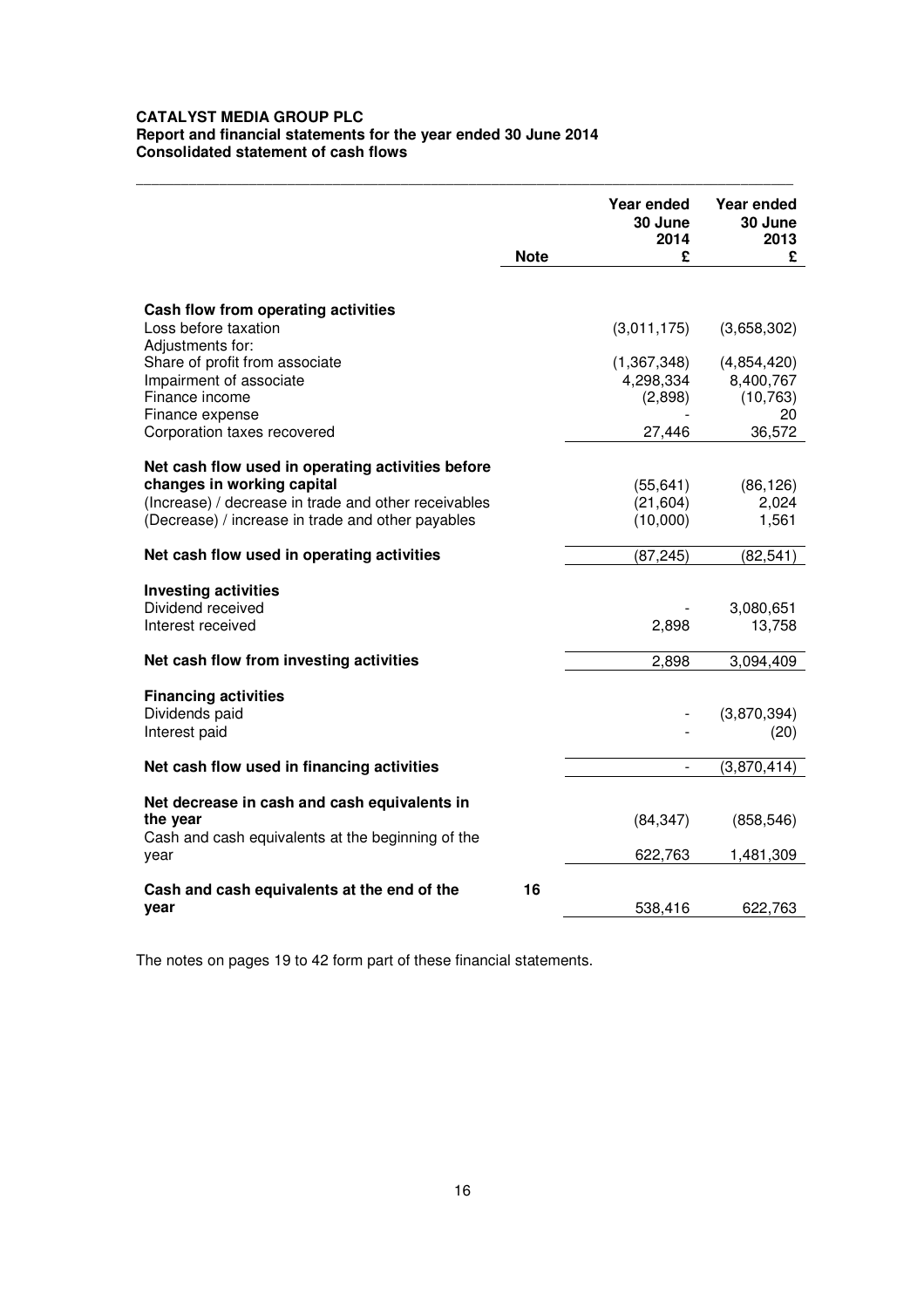**CATALYST MEDIA GROUP PLC**
**Report and financial statements for the year ended 30 June 2014**
**Consolidated statement of cash flows**

| | Note | Year ended 30 June 2014 £ | Year ended 30 June 2013 £ |
|---|---|---|---|
| **Cash flow from operating activities** | | | |
| Loss before taxation | | (3,011,175) | (3,658,302) |
| Adjustments for: | | | |
| Share of profit from associate | | (1,367,348) | (4,854,420) |
| Impairment of associate | | 4,298,334 | 8,400,767 |
| Finance income | | (2,898) | (10,763) |
| Finance expense | | - | 20 |
| Corporation taxes recovered | | 27,446 | 36,572 |
| **Net cash flow used in operating activities before changes in working capital** | | (55,641) | (86,126) |
| (Increase) / decrease in trade and other receivables | | (21,604) | 2,024 |
| (Decrease) / increase in trade and other payables | | (10,000) | 1,561 |
| **Net cash flow used in operating activities** | | (87,245) | (82,541) |
| **Investing activities** | | | |
| Dividend received | | - | 3,080,651 |
| Interest received | | 2,898 | 13,758 |
| **Net cash flow from investing activities** | | 2,898 | 3,094,409 |
| **Financing activities** | | | |
| Dividends paid | | - | (3,870,394) |
| Interest paid | | - | (20) |
| **Net cash flow used in financing activities** | | - | (3,870,414) |
| **Net decrease in cash and cash equivalents in the year** | | (84,347) | (858,546) |
| Cash and cash equivalents at the beginning of the year | | 622,763 | 1,481,309 |
| **Cash and cash equivalents at the end of the year** | 16 | 538,416 | 622,763 |

The notes on pages 19 to 42 form part of these financial statements.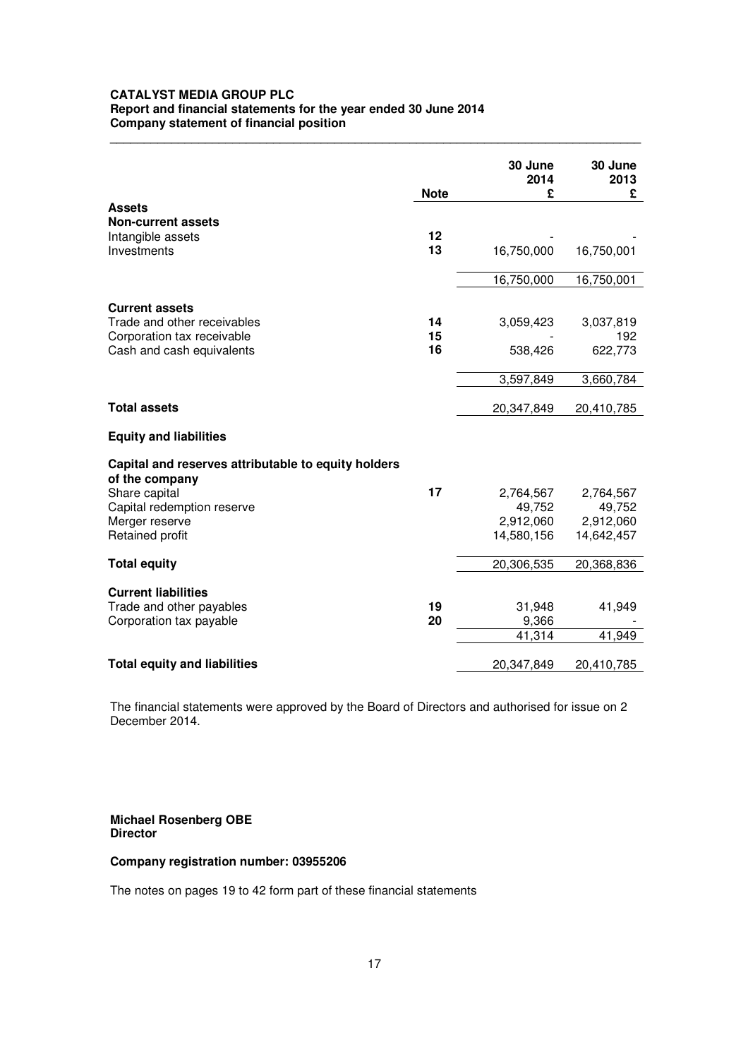**CATALYST MEDIA GROUP PLC**
**Report and financial statements for the year ended 30 June 2014**
**Company statement of financial position**

| | Note | 30 June 2014 £ | 30 June 2013 £ |
|---|---|---|---|
| **Assets** | | | |
| **Non-current assets** | | | |
| Intangible assets | **12** | - | - |
| Investments | **13** | 16,750,000 | 16,750,001 |
| | | 16,750,000 | 16,750,001 |
| **Current assets** | | | |
| Trade and other receivables | **14** | 3,059,423 | 3,037,819 |
| Corporation tax receivable | **15** | - | 192 |
| Cash and cash equivalents | **16** | 538,426 | 622,773 |
| | | 3,597,849 | 3,660,784 |
| **Total assets** | | 20,347,849 | 20,410,785 |
| **Equity and liabilities** | | | |
| **Capital and reserves attributable to equity holders of the company** | | | |
| Share capital | **17** | 2,764,567 | 2,764,567 |
| Capital redemption reserve | | 49,752 | 49,752 |
| Merger reserve | | 2,912,060 | 2,912,060 |
| Retained profit | | 14,580,156 | 14,642,457 |
| **Total equity** | | 20,306,535 | 20,368,836 |
| **Current liabilities** | | | |
| Trade and other payables | **19** | 31,948 | 41,949 |
| Corporation tax payable | **20** | 9,366 | - |
| | | 41,314 | 41,949 |
| **Total equity and liabilities** | | 20,347,849 | 20,410,785 |

The financial statements were approved by the Board of Directors and authorised for issue on 2 December 2014.

**Michael Rosenberg OBE**
**Director**

**Company registration number: 03955206**

The notes on pages 19 to 42 form part of these financial statements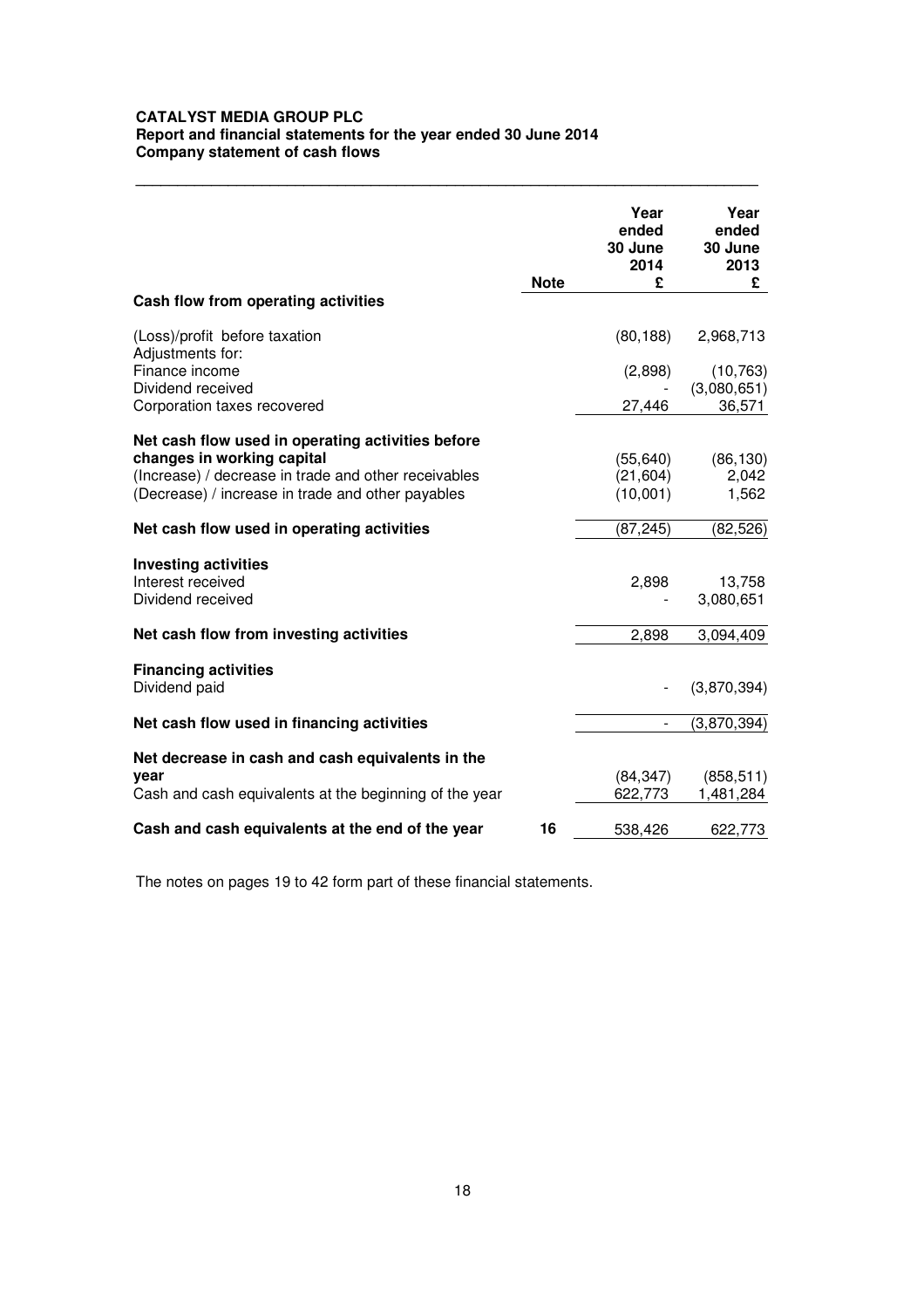**CATALYST MEDIA GROUP PLC**
**Report and financial statements for the year ended 30 June 2014**
**Company statement of cash flows**

| | Note | Year ended 30 June 2014 £ | Year ended 30 June 2013 £ |
|---|---|---|---|
| **Cash flow from operating activities** | | | |
| (Loss)/profit before taxation | | (80,188) | 2,968,713 |
| Adjustments for: | | | |
| Finance income | | (2,898) | (10,763) |
| Dividend received | | - | (3,080,651) |
| Corporation taxes recovered | | 27,446 | 36,571 |
| **Net cash flow used in operating activities before changes in working capital** | | (55,640) | (86,130) |
| (Increase) / decrease in trade and other receivables | | (21,604) | 2,042 |
| (Decrease) / increase in trade and other payables | | (10,001) | 1,562 |
| **Net cash flow used in operating activities** | | (87,245) | (82,526) |
| **Investing activities** | | | |
| Interest received | | 2,898 | 13,758 |
| Dividend received | | - | 3,080,651 |
| **Net cash flow from investing activities** | | 2,898 | 3,094,409 |
| **Financing activities** | | | |
| Dividend paid | | - | (3,870,394) |
| **Net cash flow used in financing activities** | | - | (3,870,394) |
| **Net decrease in cash and cash equivalents in the year** | | (84,347) | (858,511) |
| Cash and cash equivalents at the beginning of the year | | 622,773 | 1,481,284 |
| **Cash and cash equivalents at the end of the year** | 16 | 538,426 | 622,773 |

The notes on pages 19 to 42 form part of these financial statements.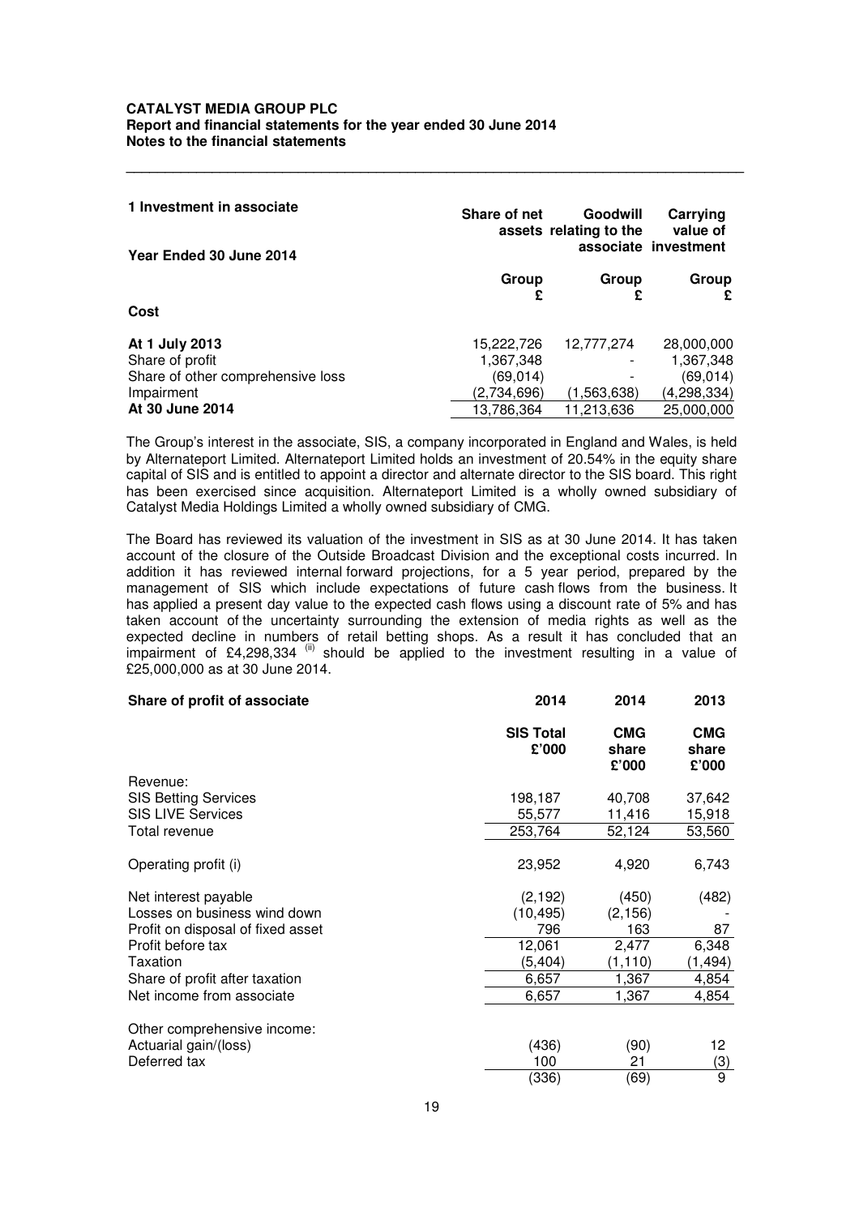## 1 Investment in associate

| Year Ended 30 June 2014 | Share of net assets | Goodwill relating to the associate | Carrying value of investment |
|---|---|---|---|
| | Group £ | Group £ | Group £ |
| **Cost** | | | |
| **At 1 July 2013** | 15,222,726 | 12,777,274 | 28,000,000 |
| Share of profit | 1,367,348 | - | 1,367,348 |
| Share of other comprehensive loss | (69,014) | - | (69,014) |
| Impairment | (2,734,696) | (1,563,638) | (4,298,334) |
| **At 30 June 2014** | 13,786,364 | 11,213,636 | 25,000,000 |

The Group's interest in the associate, SIS, a company incorporated in England and Wales, is held by Alternateport Limited. Alternateport Limited holds an investment of 20.54% in the equity share capital of SIS and is entitled to appoint a director and alternate director to the SIS board. This right has been exercised since acquisition. Alternateport Limited is a wholly owned subsidiary of Catalyst Media Holdings Limited a wholly owned subsidiary of CMG.

The Board has reviewed its valuation of the investment in SIS as at 30 June 2014. It has taken account of the closure of the Outside Broadcast Division and the exceptional costs incurred. In addition it has reviewed internal forward projections, for a 5 year period, prepared by the management of SIS which include expectations of future cash flows from the business. It has applied a present day value to the expected cash flows using a discount rate of 5% and has taken account of the uncertainty surrounding the extension of media rights as well as the expected decline in numbers of retail betting shops. As a result it has concluded that an impairment of £4,298,334 (ii) should be applied to the investment resulting in a value of £25,000,000 as at 30 June 2014.

| Share of profit of associate | 2014 | 2014 | 2013 |
|---|---|---|---|
| | SIS Total £'000 | CMG share £'000 | CMG share £'000 |
| Revenue: | | | |
| SIS Betting Services | 198,187 | 40,708 | 37,642 |
| SIS LIVE Services | 55,577 | 11,416 | 15,918 |
| Total revenue | 253,764 | 52,124 | 53,560 |
| Operating profit (i) | 23,952 | 4,920 | 6,743 |
| Net interest payable | (2,192) | (450) | (482) |
| Losses on business wind down | (10,495) | (2,156) | - |
| Profit on disposal of fixed asset | 796 | 163 | 87 |
| Profit before tax | 12,061 | 2,477 | 6,348 |
| Taxation | (5,404) | (1,110) | (1,494) |
| Share of profit after taxation | 6,657 | 1,367 | 4,854 |
| Net income from associate | 6,657 | 1,367 | 4,854 |
| Other comprehensive income: | | | |
| Actuarial gain/(loss) | (436) | (90) | 12 |
| Deferred tax | 100 | 21 | (3) |
| | (336) | (69) | 9 |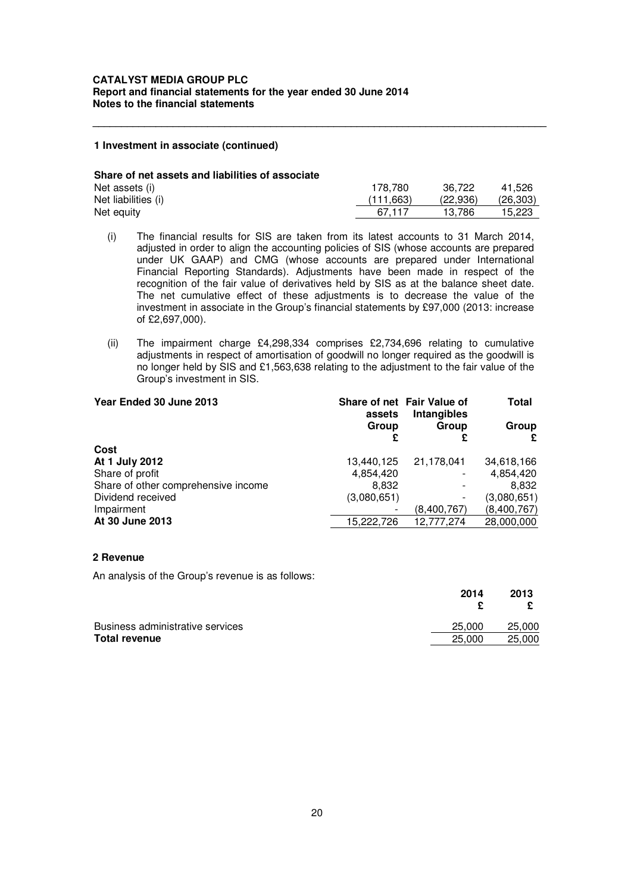**1 Investment in associate (continued)**

**Share of net assets and liabilities of associate**

| | | | |
|---|---|---|---|
| Net assets (i) | 178,780 | 36,722 | 41,526 |
| Net liabilities (i) | (111,663) | (22,936) | (26,303) |
| Net equity | 67,117 | 13,786 | 15,223 |

(i) The financial results for SIS are taken from its latest accounts to 31 March 2014, adjusted in order to align the accounting policies of SIS (whose accounts are prepared under UK GAAP) and CMG (whose accounts are prepared under International Financial Reporting Standards). Adjustments have been made in respect of the recognition of the fair value of derivatives held by SIS as at the balance sheet date. The net cumulative effect of these adjustments is to decrease the value of the investment in associate in the Group's financial statements by £97,000 (2013: increase of £2,697,000).

(ii) The impairment charge £4,298,334 comprises £2,734,696 relating to cumulative adjustments in respect of amortisation of goodwill no longer required as the goodwill is no longer held by SIS and £1,563,638 relating to the adjustment to the fair value of the Group's investment in SIS.

| **Year Ended 30 June 2013** | **Share of net assets Group £** | **Fair Value of Intangibles Group £** | **Total Group £** |
|---|---|---|---|
| **Cost** | | | |
| **At 1 July 2012** | 13,440,125 | 21,178,041 | 34,618,166 |
| Share of profit | 4,854,420 | - | 4,854,420 |
| Share of other comprehensive income | 8,832 | - | 8,832 |
| Dividend received | (3,080,651) | - | (3,080,651) |
| Impairment | - | (8,400,767) | (8,400,767) |
| **At 30 June 2013** | 15,222,726 | 12,777,274 | 28,000,000 |

**2 Revenue**

An analysis of the Group's revenue is as follows:

| | **2014 £** | **2013 £** |
|---|---|---|
| Business administrative services | 25,000 | 25,000 |
| **Total revenue** | 25,000 | 25,000 |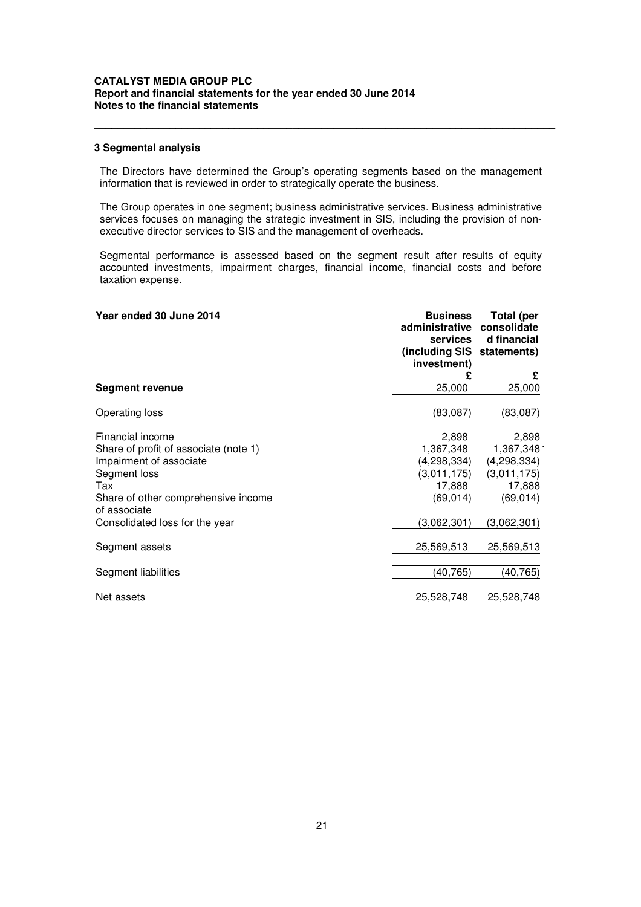### 3 Segmental analysis

The Directors have determined the Group's operating segments based on the management information that is reviewed in order to strategically operate the business.

The Group operates in one segment; business administrative services. Business administrative services focuses on managing the strategic investment in SIS, including the provision of non-executive director services to SIS and the management of overheads.

Segmental performance is assessed based on the segment result after results of equity accounted investments, impairment charges, financial income, financial costs and before taxation expense.

| Year ended 30 June 2014 | Business administrative services (including SIS investment) | Total (per consolidated financial statements) |
|---|---|---|
| | £ | £ |
| **Segment revenue** | 25,000 | 25,000 |
| Operating loss | (83,087) | (83,087) |
| Financial income | 2,898 | 2,898 |
| Share of profit of associate (note 1) | 1,367,348 | 1,367,348 |
| Impairment of associate | (4,298,334) | (4,298,334) |
| Segment loss | (3,011,175) | (3,011,175) |
| Tax | 17,888 | 17,888 |
| Share of other comprehensive income of associate | (69,014) | (69,014) |
| Consolidated loss for the year | (3,062,301) | (3,062,301) |
| Segment assets | 25,569,513 | 25,569,513 |
| Segment liabilities | (40,765) | (40,765) |
| Net assets | 25,528,748 | 25,528,748 |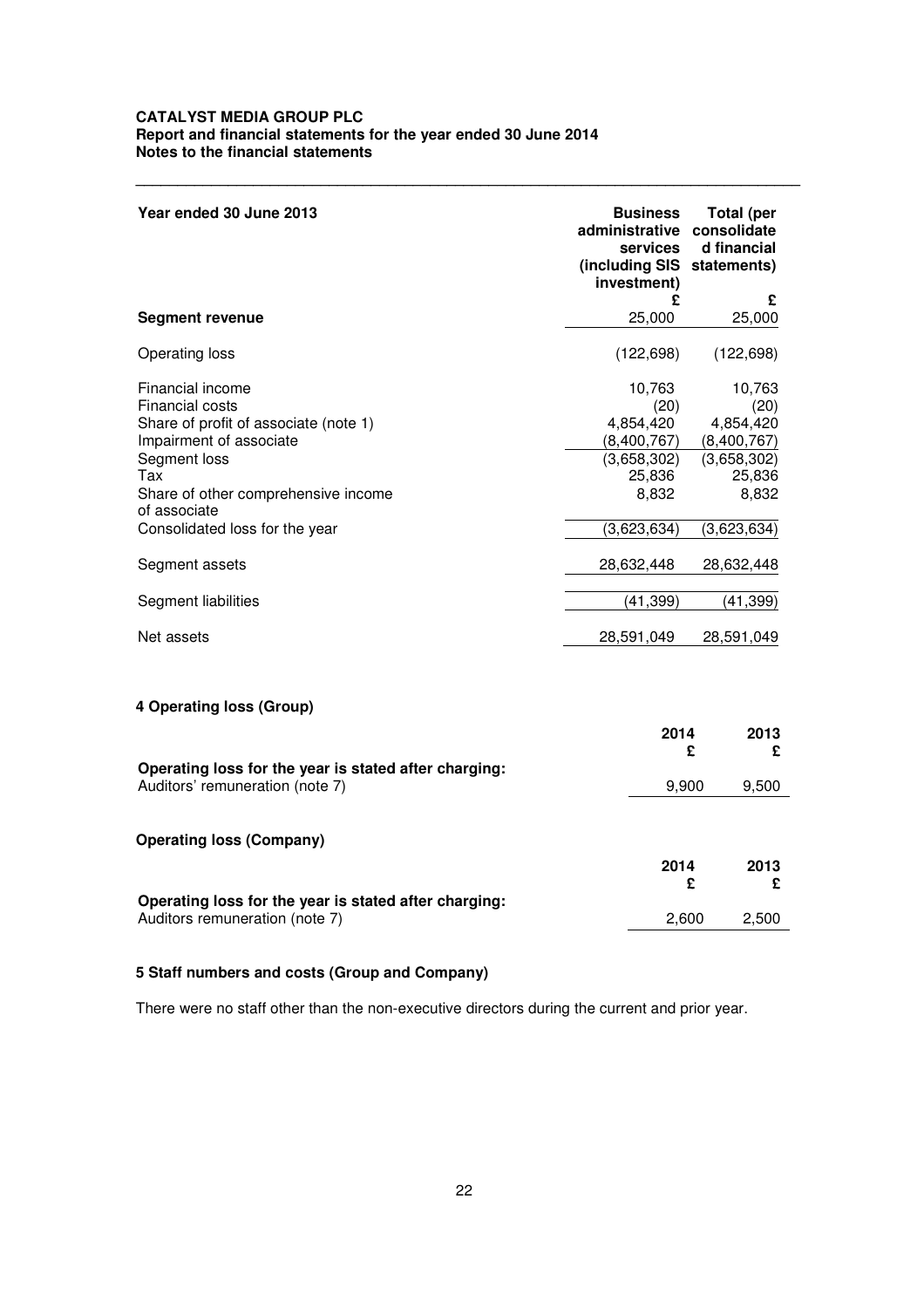| Year ended 30 June 2013 | Business administrative services (including SIS investment) | Total (per consolidated financial statements) |
|---|---|---|
| | £ | £ |
| **Segment revenue** | 25,000 | 25,000 |
| Operating loss | (122,698) | (122,698) |
| Financial income | 10,763 | 10,763 |
| Financial costs | (20) | (20) |
| Share of profit of associate (note 1) | 4,854,420 | 4,854,420 |
| Impairment of associate | (8,400,767) | (8,400,767) |
| Segment loss | (3,658,302) | (3,658,302) |
| Tax | 25,836 | 25,836 |
| Share of other comprehensive income of associate | 8,832 | 8,832 |
| Consolidated loss for the year | (3,623,634) | (3,623,634) |
| Segment assets | 28,632,448 | 28,632,448 |
| Segment liabilities | (41,399) | (41,399) |
| Net assets | 28,591,049 | 28,591,049 |

## 4 Operating loss (Group)

| | 2014 | 2013 |
|---|---|---|
| | £ | £ |
| **Operating loss for the year is stated after charging:** | | |
| Auditors' remuneration (note 7) | 9,900 | 9,500 |

## Operating loss (Company)

| | 2014 | 2013 |
|---|---|---|
| | £ | £ |
| **Operating loss for the year is stated after charging:** | | |
| Auditors remuneration (note 7) | 2,600 | 2,500 |

## 5 Staff numbers and costs (Group and Company)

There were no staff other than the non-executive directors during the current and prior year.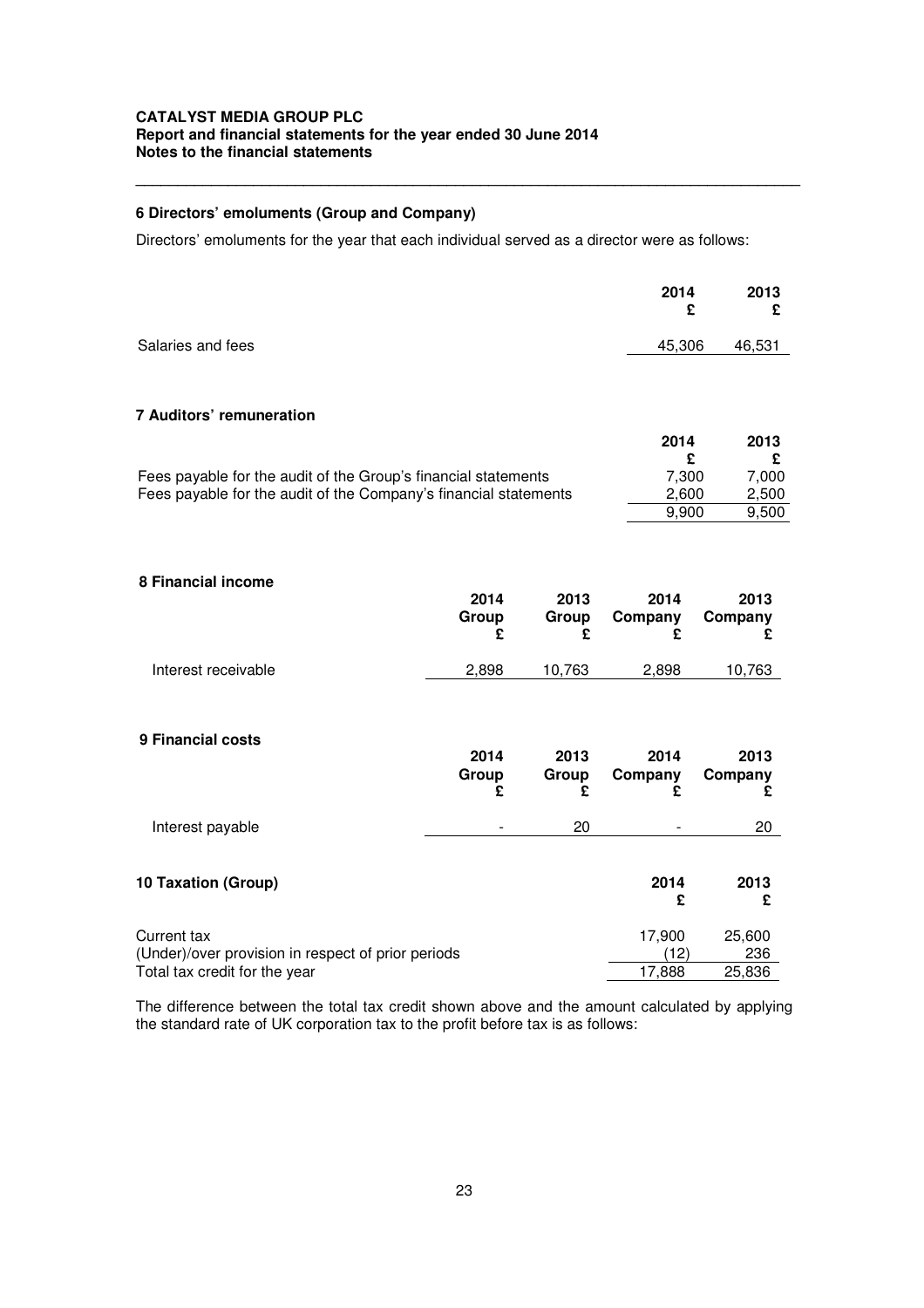**CATALYST MEDIA GROUP PLC**
**Report and financial statements for the year ended 30 June 2014**
**Notes to the financial statements**

## 6 Directors' emoluments (Group and Company)

Directors' emoluments for the year that each individual served as a director were as follows:

| | 2014 £ | 2013 £ |
|---|---|---|
| Salaries and fees | 45,306 | 46,531 |

## 7 Auditors' remuneration

| | 2014 £ | 2013 £ |
|---|---|---|
| Fees payable for the audit of the Group's financial statements | 7,300 | 7,000 |
| Fees payable for the audit of the Company's financial statements | 2,600 | 2,500 |
| | 9,900 | 9,500 |

## 8 Financial income

| | 2014 Group £ | 2013 Group £ | 2014 Company £ | 2013 Company £ |
|---|---|---|---|---|
| Interest receivable | 2,898 | 10,763 | 2,898 | 10,763 |

## 9 Financial costs

| | 2014 Group £ | 2013 Group £ | 2014 Company £ | 2013 Company £ |
|---|---|---|---|---|
| Interest payable | - | 20 | - | 20 |

## 10 Taxation (Group)

| | 2014 £ | 2013 £ |
|---|---|---|
| Current tax | 17,900 | 25,600 |
| (Under)/over provision in respect of prior periods | (12) | 236 |
| Total tax credit for the year | 17,888 | 25,836 |

The difference between the total tax credit shown above and the amount calculated by applying the standard rate of UK corporation tax to the profit before tax is as follows: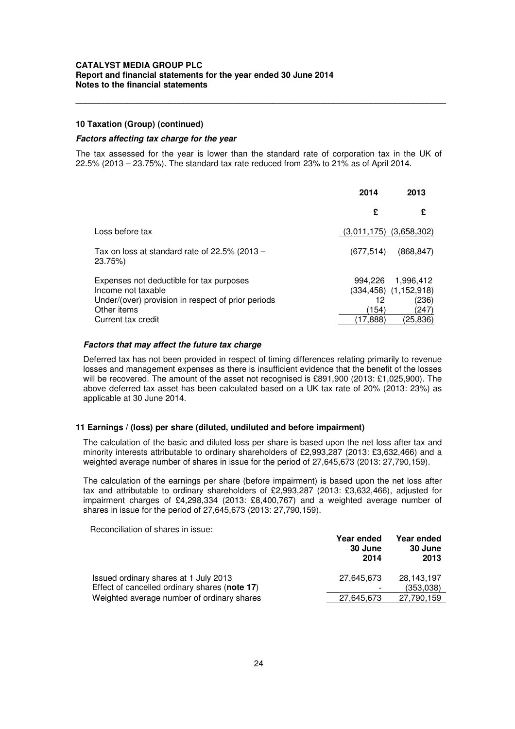## 10 Taxation (Group) (continued)

### *Factors affecting tax charge for the year*

The tax assessed for the year is lower than the standard rate of corporation tax in the UK of 22.5% (2013 – 23.75%). The standard tax rate reduced from 23% to 21% as of April 2014.

| | 2014 | 2013 |
|---|---|---|
| | £ | £ |
| Loss before tax | (3,011,175) | (3,658,302) |
| Tax on loss at standard rate of 22.5% (2013 – 23.75%) | (677,514) | (868,847) |
| Expenses not deductible for tax purposes | 994,226 | 1,996,412 |
| Income not taxable | (334,458) | (1,152,918) |
| Under/(over) provision in respect of prior periods | 12 | (236) |
| Other items | (154) | (247) |
| Current tax credit | (17,888) | (25,836) |

### *Factors that may affect the future tax charge*

Deferred tax has not been provided in respect of timing differences relating primarily to revenue losses and management expenses as there is insufficient evidence that the benefit of the losses will be recovered. The amount of the asset not recognised is £891,900 (2013: £1,025,900). The above deferred tax asset has been calculated based on a UK tax rate of 20% (2013: 23%) as applicable at 30 June 2014.

## 11 Earnings / (loss) per share (diluted, undiluted and before impairment)

The calculation of the basic and diluted loss per share is based upon the net loss after tax and minority interests attributable to ordinary shareholders of £2,993,287 (2013: £3,632,466) and a weighted average number of shares in issue for the period of 27,645,673 (2013: 27,790,159).

The calculation of the earnings per share (before impairment) is based upon the net loss after tax and attributable to ordinary shareholders of £2,993,287 (2013: £3,632,466), adjusted for impairment charges of £4,298,334 (2013: £8,400,767) and a weighted average number of shares in issue for the period of 27,645,673 (2013: 27,790,159).

Reconciliation of shares in issue:

| | Year ended 30 June 2014 | Year ended 30 June 2013 |
|---|---|---|
| Issued ordinary shares at 1 July 2013 | 27,645,673 | 28,143,197 |
| Effect of cancelled ordinary shares (**note 17**) | - | (353,038) |
| Weighted average number of ordinary shares | 27,645,673 | 27,790,159 |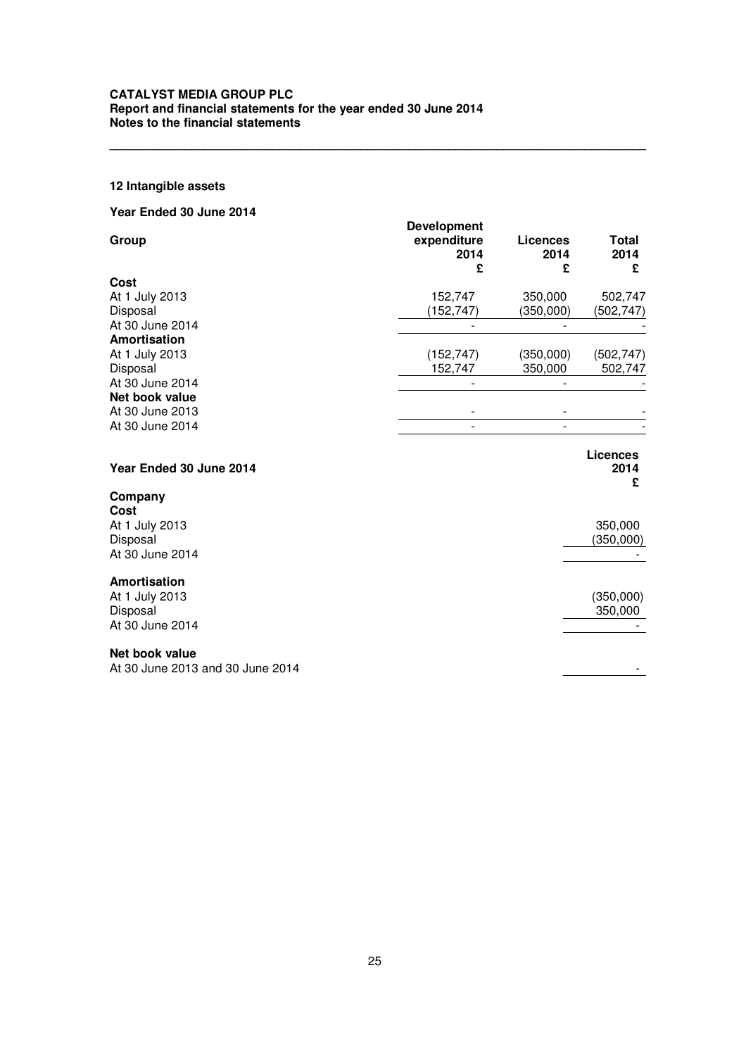## 12 Intangible assets

**Year Ended 30 June 2014**

| **Group** | **Development expenditure 2014 £** | **Licences 2014 £** | **Total 2014 £** |
|---|---|---|---|
| **Cost** | | | |
| At 1 July 2013 | 152,747 | 350,000 | 502,747 |
| Disposal | (152,747) | (350,000) | (502,747) |
| At 30 June 2014 | - | - | - |
| **Amortisation** | | | |
| At 1 July 2013 | (152,747) | (350,000) | (502,747) |
| Disposal | 152,747 | 350,000 | 502,747 |
| At 30 June 2014 | - | - | - |
| **Net book value** | | | |
| At 30 June 2013 | - | - | - |
| At 30 June 2014 | - | - | - |

**Year Ended 30 June 2014**

| **Company** | **Licences 2014 £** |
|---|---|
| **Cost** | |
| At 1 July 2013 | 350,000 |
| Disposal | (350,000) |
| At 30 June 2014 | - |
| **Amortisation** | |
| At 1 July 2013 | (350,000) |
| Disposal | 350,000 |
| At 30 June 2014 | - |
| **Net book value** | |
| At 30 June 2013 and 30 June 2014 | - |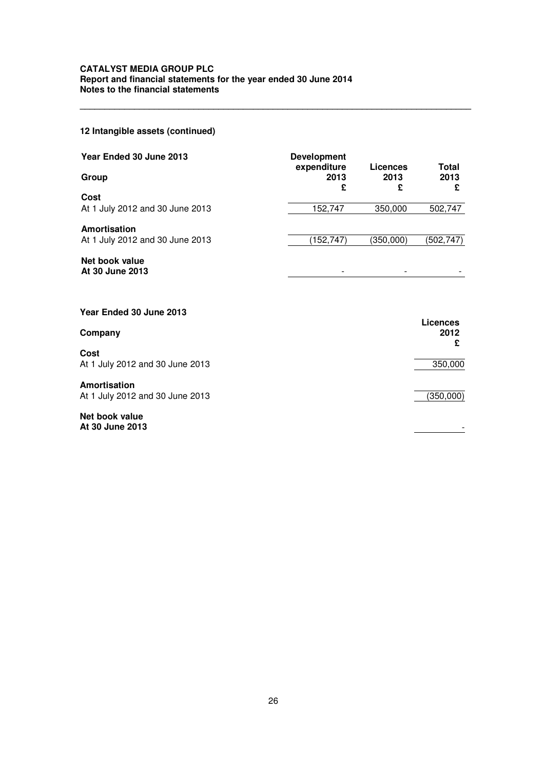## 12 Intangible assets (continued)

**Year Ended 30 June 2013**

| **Group** | **Development expenditure 2013 £** | **Licences 2013 £** | **Total 2013 £** |
|---|---|---|---|
| **Cost** | | | |
| At 1 July 2012 and 30 June 2013 | 152,747 | 350,000 | 502,747 |
| **Amortisation** | | | |
| At 1 July 2012 and 30 June 2013 | (152,747) | (350,000) | (502,747) |
| **Net book value** | | | |
| **At 30 June 2013** | - | - | - |

**Year Ended 30 June 2013**

| **Company** | **Licences 2012 £** |
|---|---|
| **Cost** | |
| At 1 July 2012 and 30 June 2013 | 350,000 |
| **Amortisation** | |
| At 1 July 2012 and 30 June 2013 | (350,000) |
| **Net book value** | |
| **At 30 June 2013** | - |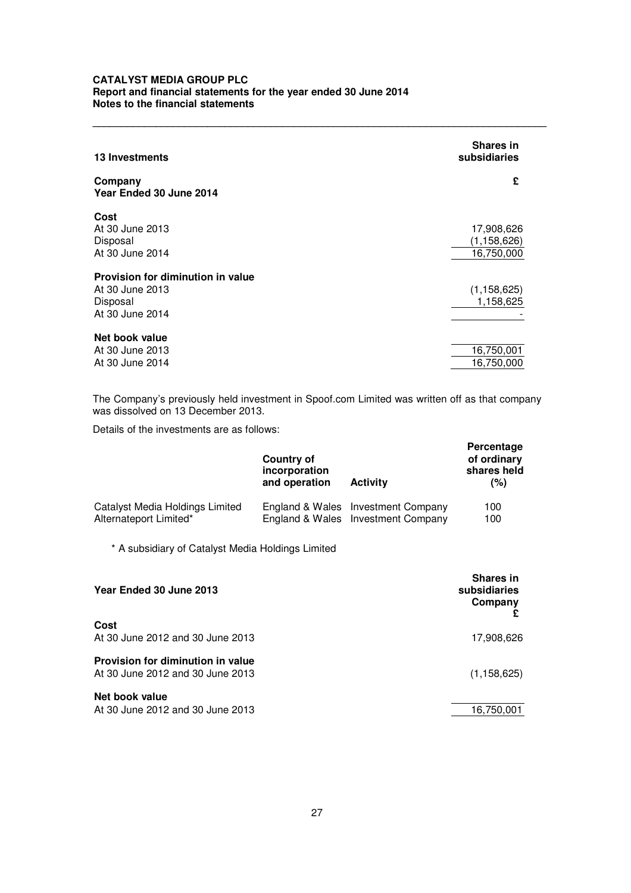## 13 Investments

| | Shares in subsidiaries |
|---|---|
| **Company** | **£** |
| **Year Ended 30 June 2014** | |
| **Cost** | |
| At 30 June 2013 | 17,908,626 |
| Disposal | (1,158,626) |
| At 30 June 2014 | 16,750,000 |
| **Provision for diminution in value** | |
| At 30 June 2013 | (1,158,625) |
| Disposal | 1,158,625 |
| At 30 June 2014 | - |
| **Net book value** | |
| At 30 June 2013 | 16,750,001 |
| At 30 June 2014 | 16,750,000 |

The Company's previously held investment in Spoof.com Limited was written off as that company was dissolved on 13 December 2013.

Details of the investments are as follows:

| | Country of incorporation and operation | Activity | Percentage of ordinary shares held (%) |
|---|---|---|---|
| Catalyst Media Holdings Limited | England & Wales | Investment Company | 100 |
| Alternateport Limited* | England & Wales | Investment Company | 100 |

\* A subsidiary of Catalyst Media Holdings Limited

| Year Ended 30 June 2013 | Shares in subsidiaries Company £ |
|---|---|
| **Cost** | |
| At 30 June 2012 and 30 June 2013 | 17,908,626 |
| **Provision for diminution in value** | |
| At 30 June 2012 and 30 June 2013 | (1,158,625) |
| **Net book value** | |
| At 30 June 2012 and 30 June 2013 | 16,750,001 |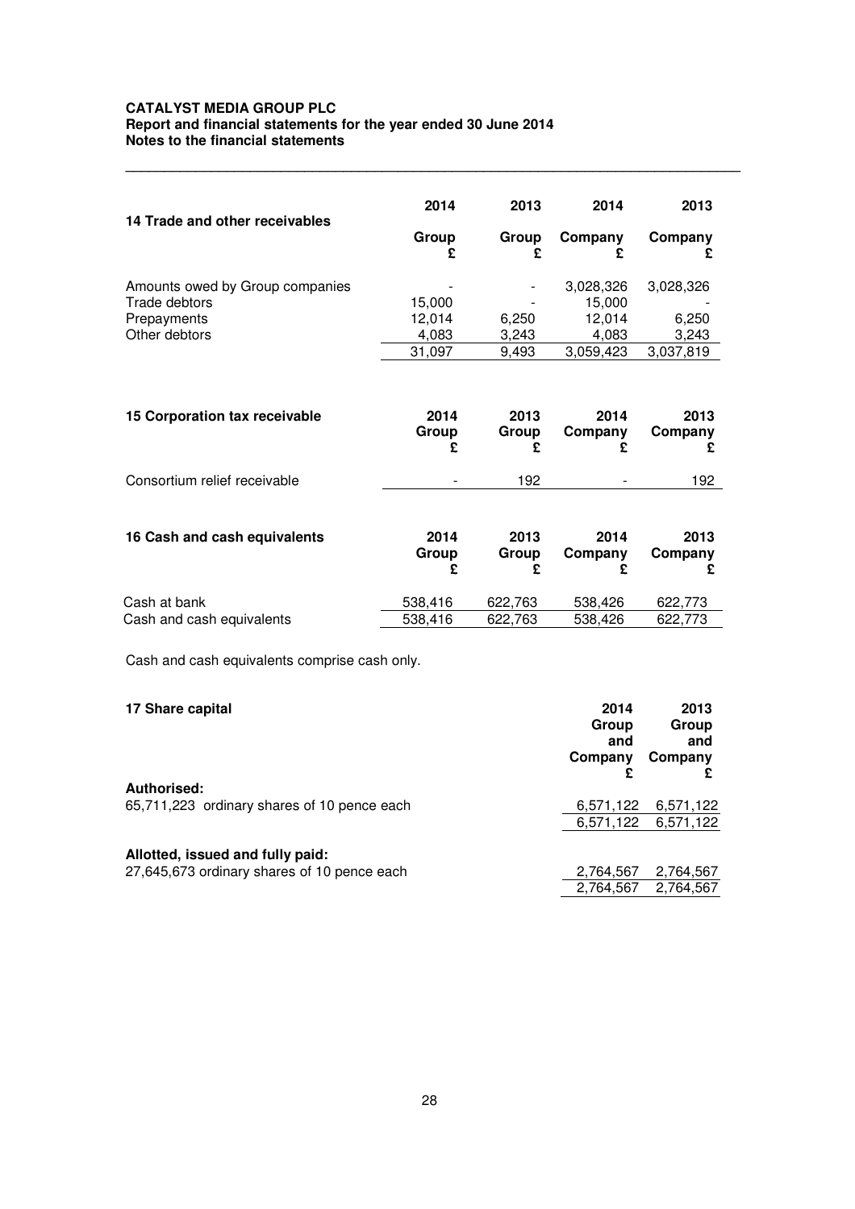**CATALYST MEDIA GROUP PLC**
**Report and financial statements for the year ended 30 June 2014**
**Notes to the financial statements**

| **14 Trade and other receivables** | **2014 Group £** | **2013 Group £** | **2014 Company £** | **2013 Company £** |
|---|---|---|---|---|
| Amounts owed by Group companies | - | - | 3,028,326 | 3,028,326 |
| Trade debtors | 15,000 | - | 15,000 | - |
| Prepayments | 12,014 | 6,250 | 12,014 | 6,250 |
| Other debtors | 4,083 | 3,243 | 4,083 | 3,243 |
| | 31,097 | 9,493 | 3,059,423 | 3,037,819 |

| **15 Corporation tax receivable** | **2014 Group £** | **2013 Group £** | **2014 Company £** | **2013 Company £** |
|---|---|---|---|---|
| Consortium relief receivable | - | 192 | - | 192 |

| **16 Cash and cash equivalents** | **2014 Group £** | **2013 Group £** | **2014 Company £** | **2013 Company £** |
|---|---|---|---|---|
| Cash at bank | 538,416 | 622,763 | 538,426 | 622,773 |
| Cash and cash equivalents | 538,416 | 622,763 | 538,426 | 622,773 |

Cash and cash equivalents comprise cash only.

| **17 Share capital** | **2014 Group and Company £** | **2013 Group and Company £** |
|---|---|---|
| **Authorised:** | | |
| 65,711,223 ordinary shares of 10 pence each | 6,571,122 | 6,571,122 |
| | 6,571,122 | 6,571,122 |
| **Allotted, issued and fully paid:** | | |
| 27,645,673 ordinary shares of 10 pence each | 2,764,567 | 2,764,567 |
| | 2,764,567 | 2,764,567 |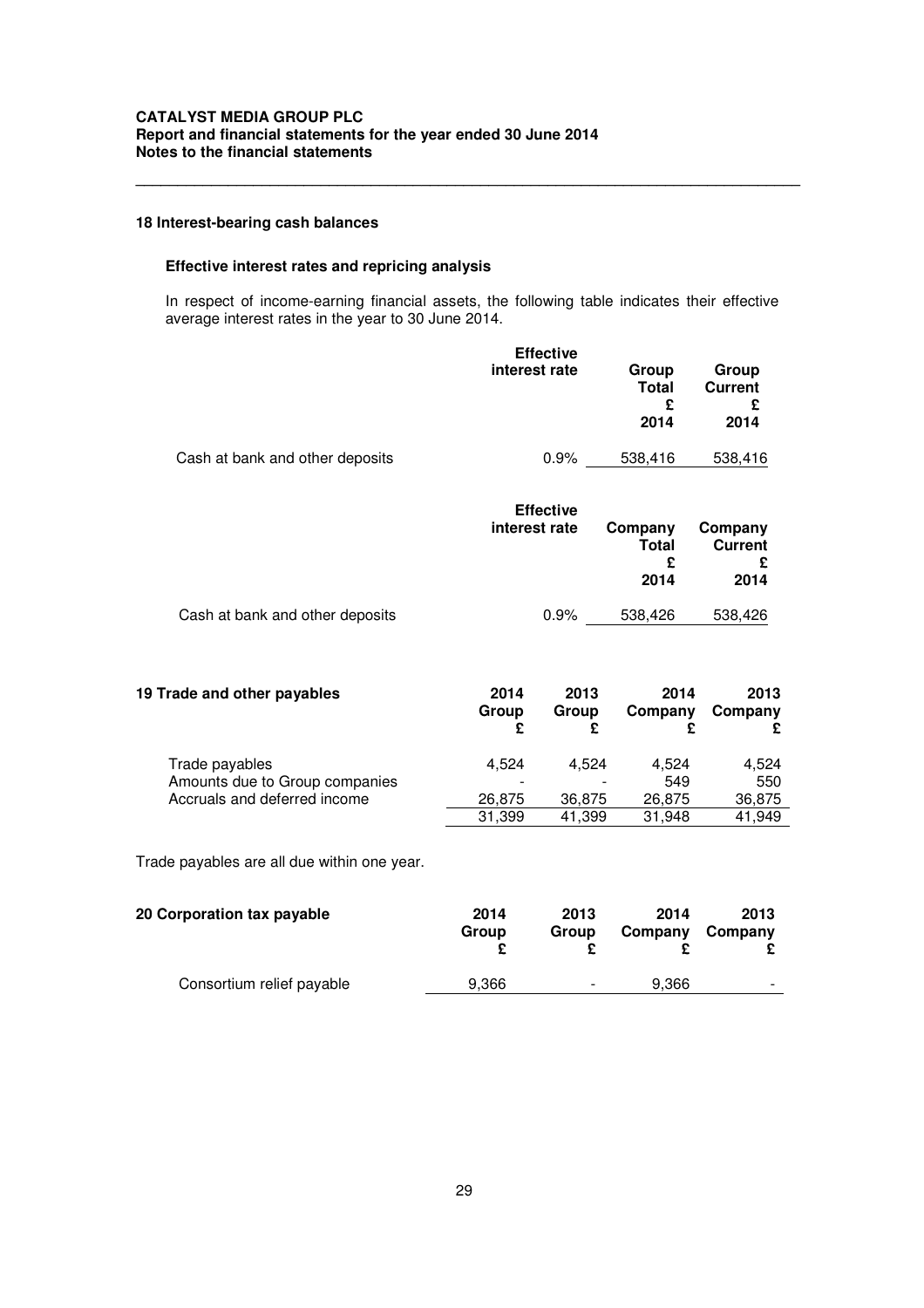## 18 Interest-bearing cash balances

### Effective interest rates and repricing analysis

In respect of income-earning financial assets, the following table indicates their effective average interest rates in the year to 30 June 2014.

| | Effective interest rate | Group Total £ 2014 | Group Current £ 2014 |
|---|---|---|---|
| Cash at bank and other deposits | 0.9% | 538,416 | 538,416 |

| | Effective interest rate | Company Total £ 2014 | Company Current £ 2014 |
|---|---|---|---|
| Cash at bank and other deposits | 0.9% | 538,426 | 538,426 |

## 19 Trade and other payables

| | 2014 Group £ | 2013 Group £ | 2014 Company £ | 2013 Company £ |
|---|---|---|---|---|
| Trade payables | 4,524 | 4,524 | 4,524 | 4,524 |
| Amounts due to Group companies | - | - | 549 | 550 |
| Accruals and deferred income | 26,875 | 36,875 | 26,875 | 36,875 |
| | 31,399 | 41,399 | 31,948 | 41,949 |

Trade payables are all due within one year.

## 20 Corporation tax payable

| | 2014 Group £ | 2013 Group £ | 2014 Company £ | 2013 Company £ |
|---|---|---|---|---|
| Consortium relief payable | 9,366 | - | 9,366 | - |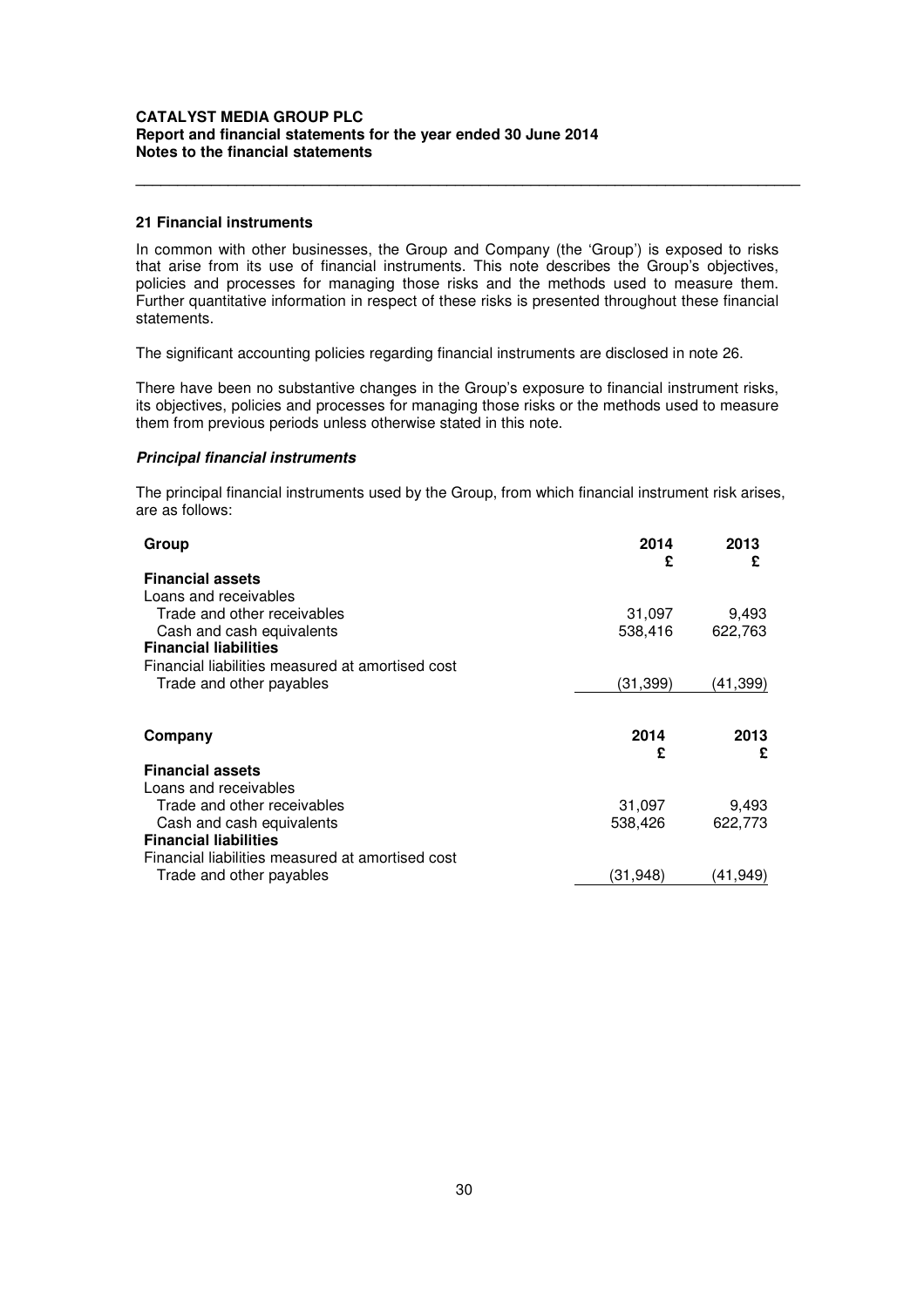## 21 Financial instruments

In common with other businesses, the Group and Company (the 'Group') is exposed to risks that arise from its use of financial instruments. This note describes the Group's objectives, policies and processes for managing those risks and the methods used to measure them. Further quantitative information in respect of these risks is presented throughout these financial statements.

The significant accounting policies regarding financial instruments are disclosed in note 26.

There have been no substantive changes in the Group's exposure to financial instrument risks, its objectives, policies and processes for managing those risks or the methods used to measure them from previous periods unless otherwise stated in this note.

### *Principal financial instruments*

The principal financial instruments used by the Group, from which financial instrument risk arises, are as follows:

| **Group** | **2014 £** | **2013 £** |
|---|---|---|
| **Financial assets** | | |
| Loans and receivables | | |
| Trade and other receivables | 31,097 | 9,493 |
| Cash and cash equivalents | 538,416 | 622,763 |
| **Financial liabilities** | | |
| Financial liabilities measured at amortised cost | | |
| Trade and other payables | (31,399) | (41,399) |

| **Company** | **2014 £** | **2013 £** |
|---|---|---|
| **Financial assets** | | |
| Loans and receivables | | |
| Trade and other receivables | 31,097 | 9,493 |
| Cash and cash equivalents | 538,426 | 622,773 |
| **Financial liabilities** | | |
| Financial liabilities measured at amortised cost | | |
| Trade and other payables | (31,948) | (41,949) |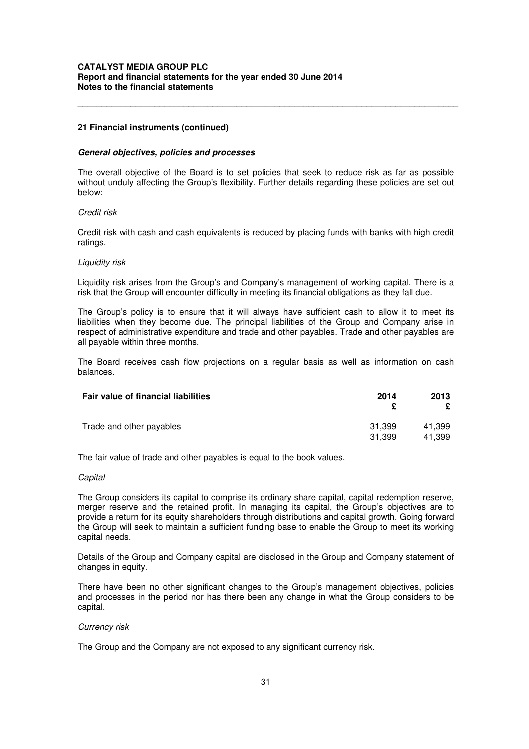## 21 Financial instruments (continued)

***General objectives, policies and processes***

The overall objective of the Board is to set policies that seek to reduce risk as far as possible without unduly affecting the Group's flexibility. Further details regarding these policies are set out below:

*Credit risk*

Credit risk with cash and cash equivalents is reduced by placing funds with banks with high credit ratings.

*Liquidity risk*

Liquidity risk arises from the Group's and Company's management of working capital. There is a risk that the Group will encounter difficulty in meeting its financial obligations as they fall due.

The Group's policy is to ensure that it will always have sufficient cash to allow it to meet its liabilities when they become due. The principal liabilities of the Group and Company arise in respect of administrative expenditure and trade and other payables. Trade and other payables are all payable within three months.

The Board receives cash flow projections on a regular basis as well as information on cash balances.

| **Fair value of financial liabilities** | **2014 £** | **2013 £** |
|---|---|---|
| Trade and other payables | 31,399 | 41,399 |
| | 31,399 | 41,399 |

The fair value of trade and other payables is equal to the book values.

*Capital*

The Group considers its capital to comprise its ordinary share capital, capital redemption reserve, merger reserve and the retained profit. In managing its capital, the Group's objectives are to provide a return for its equity shareholders through distributions and capital growth. Going forward the Group will seek to maintain a sufficient funding base to enable the Group to meet its working capital needs.

Details of the Group and Company capital are disclosed in the Group and Company statement of changes in equity.

There have been no other significant changes to the Group's management objectives, policies and processes in the period nor has there been any change in what the Group considers to be capital.

*Currency risk*

The Group and the Company are not exposed to any significant currency risk.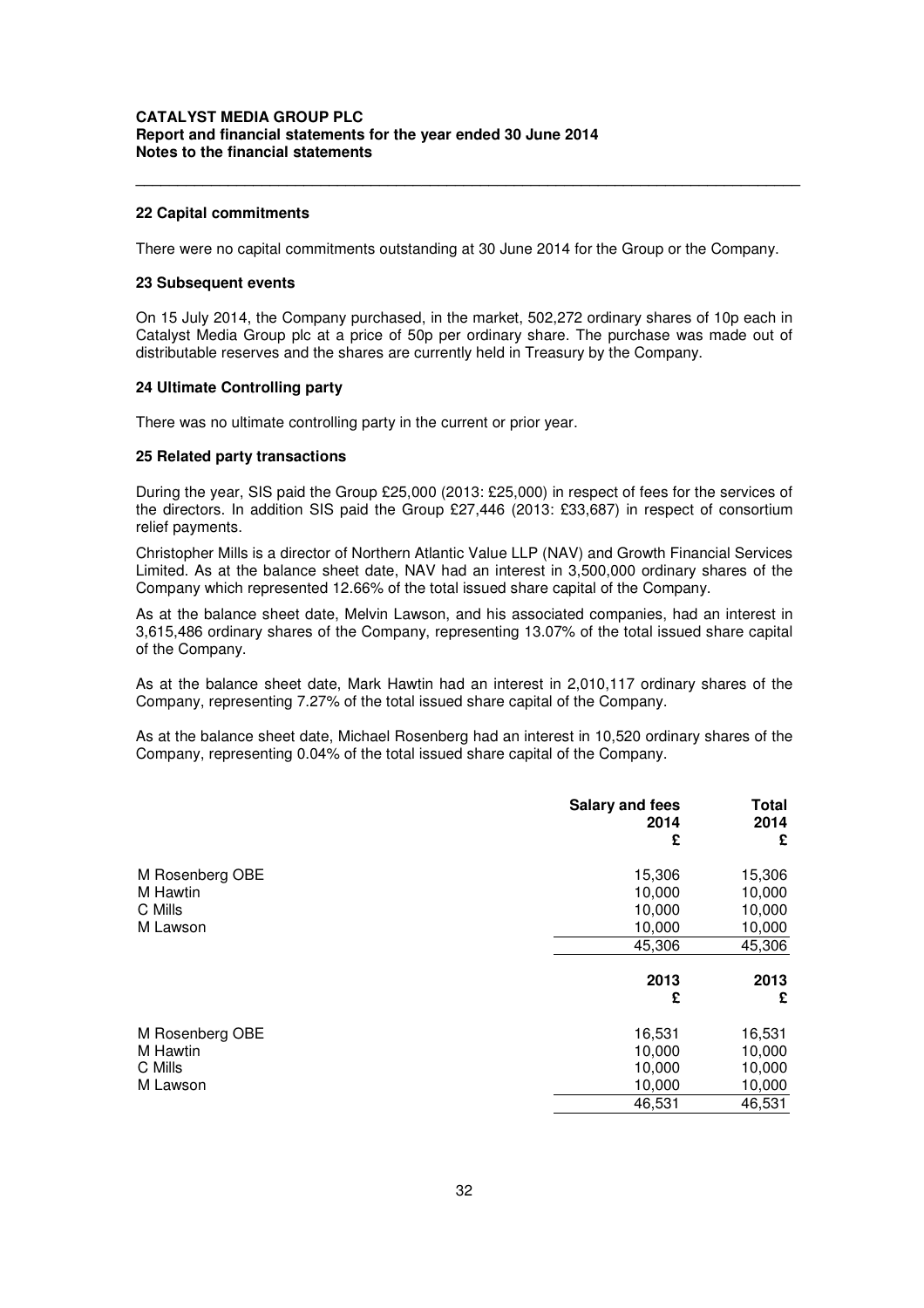## 22 Capital commitments

There were no capital commitments outstanding at 30 June 2014 for the Group or the Company.

## 23 Subsequent events

On 15 July 2014, the Company purchased, in the market, 502,272 ordinary shares of 10p each in Catalyst Media Group plc at a price of 50p per ordinary share. The purchase was made out of distributable reserves and the shares are currently held in Treasury by the Company.

## 24 Ultimate Controlling party

There was no ultimate controlling party in the current or prior year.

## 25 Related party transactions

During the year, SIS paid the Group £25,000 (2013: £25,000) in respect of fees for the services of the directors. In addition SIS paid the Group £27,446 (2013: £33,687) in respect of consortium relief payments.

Christopher Mills is a director of Northern Atlantic Value LLP (NAV) and Growth Financial Services Limited. As at the balance sheet date, NAV had an interest in 3,500,000 ordinary shares of the Company which represented 12.66% of the total issued share capital of the Company.

As at the balance sheet date, Melvin Lawson, and his associated companies, had an interest in 3,615,486 ordinary shares of the Company, representing 13.07% of the total issued share capital of the Company.

As at the balance sheet date, Mark Hawtin had an interest in 2,010,117 ordinary shares of the Company, representing 7.27% of the total issued share capital of the Company.

As at the balance sheet date, Michael Rosenberg had an interest in 10,520 ordinary shares of the Company, representing 0.04% of the total issued share capital of the Company.

| | Salary and fees 2014 £ | Total 2014 £ |
|---|---|---|
| M Rosenberg OBE | 15,306 | 15,306 |
| M Hawtin | 10,000 | 10,000 |
| C Mills | 10,000 | 10,000 |
| M Lawson | 10,000 | 10,000 |
| | 45,306 | 45,306 |
| | **2013 £** | **2013 £** |
| M Rosenberg OBE | 16,531 | 16,531 |
| M Hawtin | 10,000 | 10,000 |
| C Mills | 10,000 | 10,000 |
| M Lawson | 10,000 | 10,000 |
| | 46,531 | 46,531 |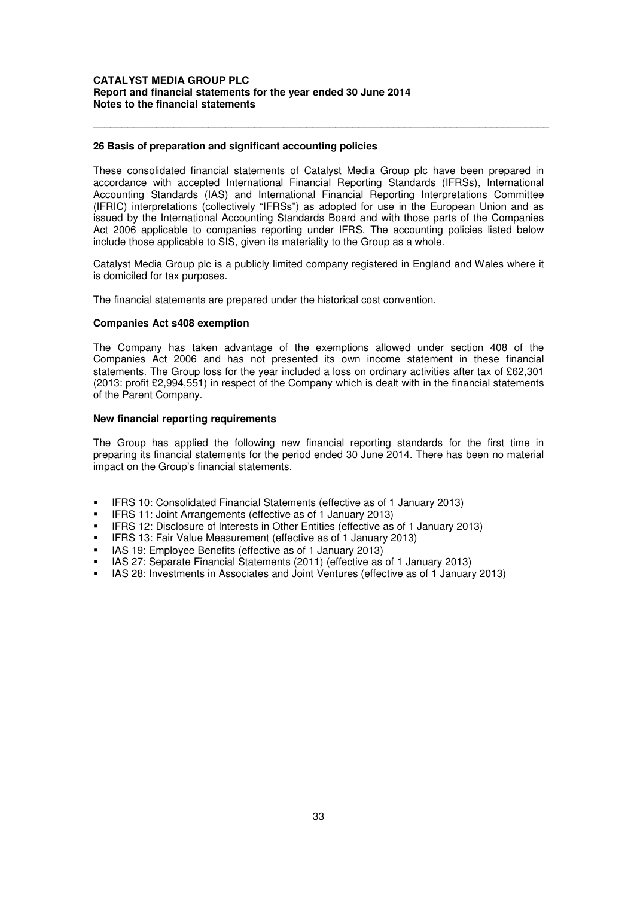## 26 Basis of preparation and significant accounting policies

These consolidated financial statements of Catalyst Media Group plc have been prepared in accordance with accepted International Financial Reporting Standards (IFRSs), International Accounting Standards (IAS) and International Financial Reporting Interpretations Committee (IFRIC) interpretations (collectively "IFRSs") as adopted for use in the European Union and as issued by the International Accounting Standards Board and with those parts of the Companies Act 2006 applicable to companies reporting under IFRS. The accounting policies listed below include those applicable to SIS, given its materiality to the Group as a whole.

Catalyst Media Group plc is a publicly limited company registered in England and Wales where it is domiciled for tax purposes.

The financial statements are prepared under the historical cost convention.

### Companies Act s408 exemption

The Company has taken advantage of the exemptions allowed under section 408 of the Companies Act 2006 and has not presented its own income statement in these financial statements. The Group loss for the year included a loss on ordinary activities after tax of £62,301 (2013: profit £2,994,551) in respect of the Company which is dealt with in the financial statements of the Parent Company.

### New financial reporting requirements

The Group has applied the following new financial reporting standards for the first time in preparing its financial statements for the period ended 30 June 2014. There has been no material impact on the Group's financial statements.

- IFRS 10: Consolidated Financial Statements (effective as of 1 January 2013)
- IFRS 11: Joint Arrangements (effective as of 1 January 2013)
- IFRS 12: Disclosure of Interests in Other Entities (effective as of 1 January 2013)
- IFRS 13: Fair Value Measurement (effective as of 1 January 2013)
- IAS 19: Employee Benefits (effective as of 1 January 2013)
- IAS 27: Separate Financial Statements (2011) (effective as of 1 January 2013)
- IAS 28: Investments in Associates and Joint Ventures (effective as of 1 January 2013)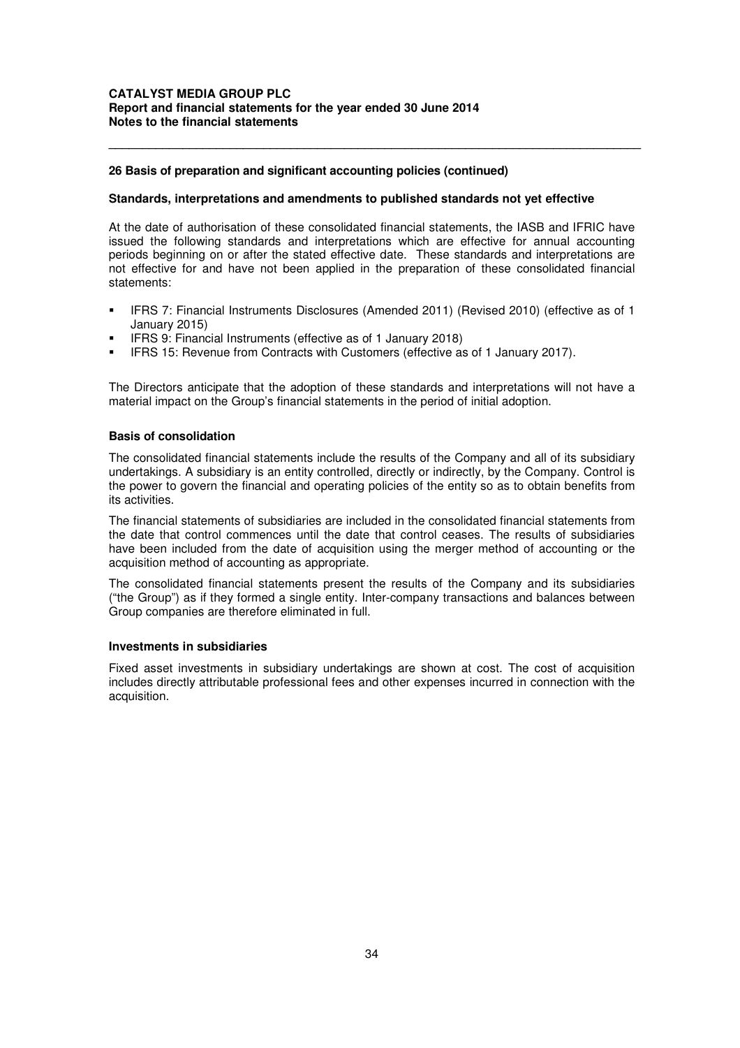## 26 Basis of preparation and significant accounting policies (continued)

### Standards, interpretations and amendments to published standards not yet effective

At the date of authorisation of these consolidated financial statements, the IASB and IFRIC have issued the following standards and interpretations which are effective for annual accounting periods beginning on or after the stated effective date. These standards and interpretations are not effective for and have not been applied in the preparation of these consolidated financial statements:

- IFRS 7: Financial Instruments Disclosures (Amended 2011) (Revised 2010) (effective as of 1 January 2015)
- IFRS 9: Financial Instruments (effective as of 1 January 2018)
- IFRS 15: Revenue from Contracts with Customers (effective as of 1 January 2017).

The Directors anticipate that the adoption of these standards and interpretations will not have a material impact on the Group's financial statements in the period of initial adoption.

### Basis of consolidation

The consolidated financial statements include the results of the Company and all of its subsidiary undertakings. A subsidiary is an entity controlled, directly or indirectly, by the Company. Control is the power to govern the financial and operating policies of the entity so as to obtain benefits from its activities.

The financial statements of subsidiaries are included in the consolidated financial statements from the date that control commences until the date that control ceases. The results of subsidiaries have been included from the date of acquisition using the merger method of accounting or the acquisition method of accounting as appropriate.

The consolidated financial statements present the results of the Company and its subsidiaries ("the Group") as if they formed a single entity. Inter-company transactions and balances between Group companies are therefore eliminated in full.

### Investments in subsidiaries

Fixed asset investments in subsidiary undertakings are shown at cost. The cost of acquisition includes directly attributable professional fees and other expenses incurred in connection with the acquisition.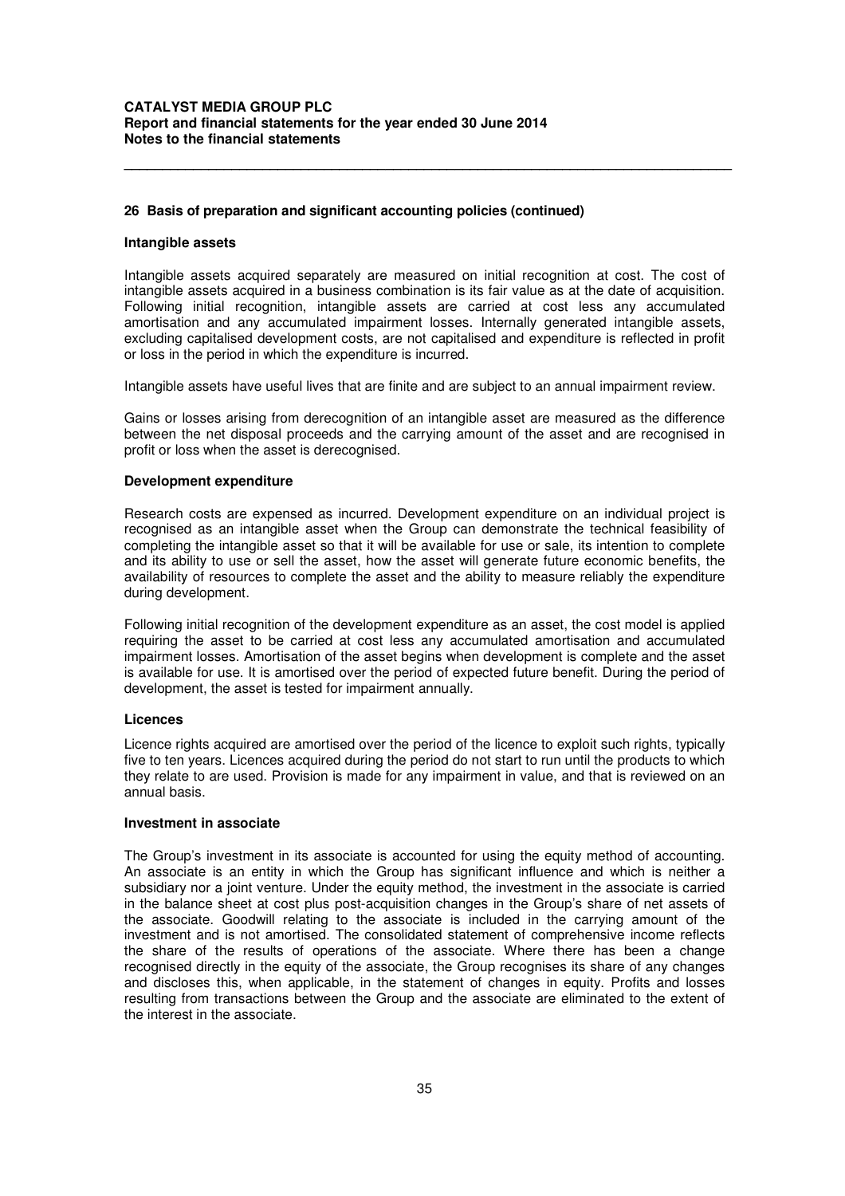## 26 Basis of preparation and significant accounting policies (continued)

### Intangible assets

Intangible assets acquired separately are measured on initial recognition at cost. The cost of intangible assets acquired in a business combination is its fair value as at the date of acquisition. Following initial recognition, intangible assets are carried at cost less any accumulated amortisation and any accumulated impairment losses. Internally generated intangible assets, excluding capitalised development costs, are not capitalised and expenditure is reflected in profit or loss in the period in which the expenditure is incurred.

Intangible assets have useful lives that are finite and are subject to an annual impairment review.

Gains or losses arising from derecognition of an intangible asset are measured as the difference between the net disposal proceeds and the carrying amount of the asset and are recognised in profit or loss when the asset is derecognised.

### Development expenditure

Research costs are expensed as incurred. Development expenditure on an individual project is recognised as an intangible asset when the Group can demonstrate the technical feasibility of completing the intangible asset so that it will be available for use or sale, its intention to complete and its ability to use or sell the asset, how the asset will generate future economic benefits, the availability of resources to complete the asset and the ability to measure reliably the expenditure during development.

Following initial recognition of the development expenditure as an asset, the cost model is applied requiring the asset to be carried at cost less any accumulated amortisation and accumulated impairment losses. Amortisation of the asset begins when development is complete and the asset is available for use. It is amortised over the period of expected future benefit. During the period of development, the asset is tested for impairment annually.

### Licences

Licence rights acquired are amortised over the period of the licence to exploit such rights, typically five to ten years. Licences acquired during the period do not start to run until the products to which they relate to are used. Provision is made for any impairment in value, and that is reviewed on an annual basis.

### Investment in associate

The Group's investment in its associate is accounted for using the equity method of accounting. An associate is an entity in which the Group has significant influence and which is neither a subsidiary nor a joint venture. Under the equity method, the investment in the associate is carried in the balance sheet at cost plus post-acquisition changes in the Group's share of net assets of the associate. Goodwill relating to the associate is included in the carrying amount of the investment and is not amortised. The consolidated statement of comprehensive income reflects the share of the results of operations of the associate. Where there has been a change recognised directly in the equity of the associate, the Group recognises its share of any changes and discloses this, when applicable, in the statement of changes in equity. Profits and losses resulting from transactions between the Group and the associate are eliminated to the extent of the interest in the associate.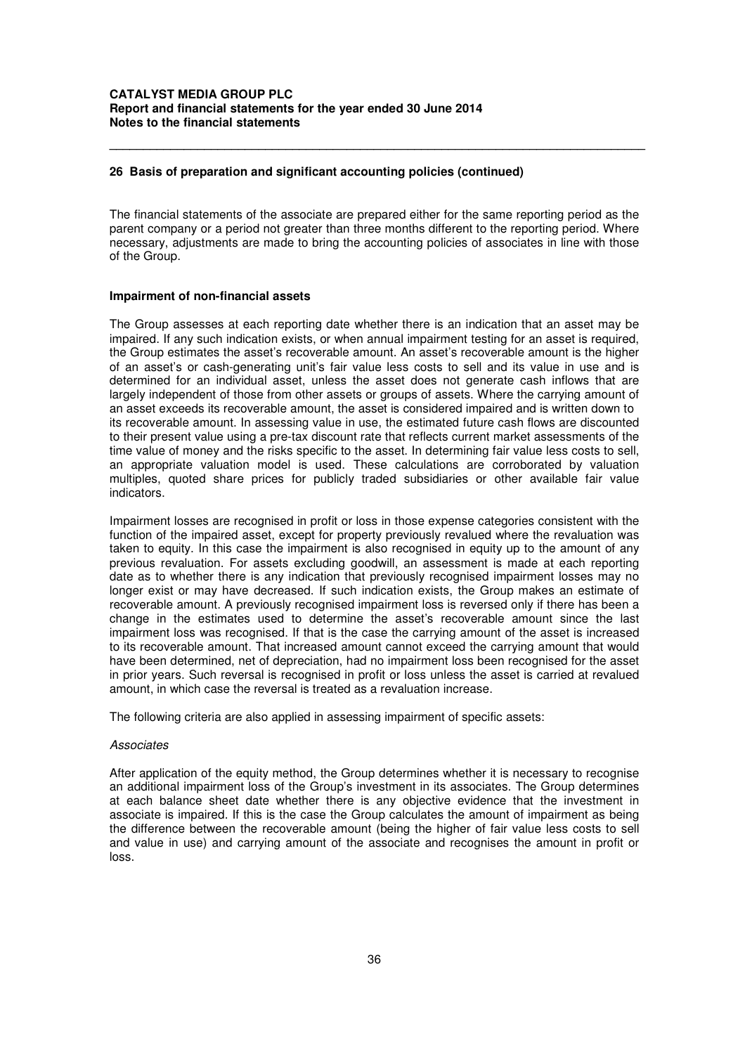## 26 Basis of preparation and significant accounting policies (continued)

The financial statements of the associate are prepared either for the same reporting period as the parent company or a period not greater than three months different to the reporting period. Where necessary, adjustments are made to bring the accounting policies of associates in line with those of the Group.

### Impairment of non-financial assets

The Group assesses at each reporting date whether there is an indication that an asset may be impaired. If any such indication exists, or when annual impairment testing for an asset is required, the Group estimates the asset's recoverable amount. An asset's recoverable amount is the higher of an asset's or cash-generating unit's fair value less costs to sell and its value in use and is determined for an individual asset, unless the asset does not generate cash inflows that are largely independent of those from other assets or groups of assets. Where the carrying amount of an asset exceeds its recoverable amount, the asset is considered impaired and is written down to its recoverable amount. In assessing value in use, the estimated future cash flows are discounted to their present value using a pre-tax discount rate that reflects current market assessments of the time value of money and the risks specific to the asset. In determining fair value less costs to sell, an appropriate valuation model is used. These calculations are corroborated by valuation multiples, quoted share prices for publicly traded subsidiaries or other available fair value indicators.

Impairment losses are recognised in profit or loss in those expense categories consistent with the function of the impaired asset, except for property previously revalued where the revaluation was taken to equity. In this case the impairment is also recognised in equity up to the amount of any previous revaluation. For assets excluding goodwill, an assessment is made at each reporting date as to whether there is any indication that previously recognised impairment losses may no longer exist or may have decreased. If such indication exists, the Group makes an estimate of recoverable amount. A previously recognised impairment loss is reversed only if there has been a change in the estimates used to determine the asset's recoverable amount since the last impairment loss was recognised. If that is the case the carrying amount of the asset is increased to its recoverable amount. That increased amount cannot exceed the carrying amount that would have been determined, net of depreciation, had no impairment loss been recognised for the asset in prior years. Such reversal is recognised in profit or loss unless the asset is carried at revalued amount, in which case the reversal is treated as a revaluation increase.

The following criteria are also applied in assessing impairment of specific assets:

*Associates*

After application of the equity method, the Group determines whether it is necessary to recognise an additional impairment loss of the Group's investment in its associates. The Group determines at each balance sheet date whether there is any objective evidence that the investment in associate is impaired. If this is the case the Group calculates the amount of impairment as being the difference between the recoverable amount (being the higher of fair value less costs to sell and value in use) and carrying amount of the associate and recognises the amount in profit or loss.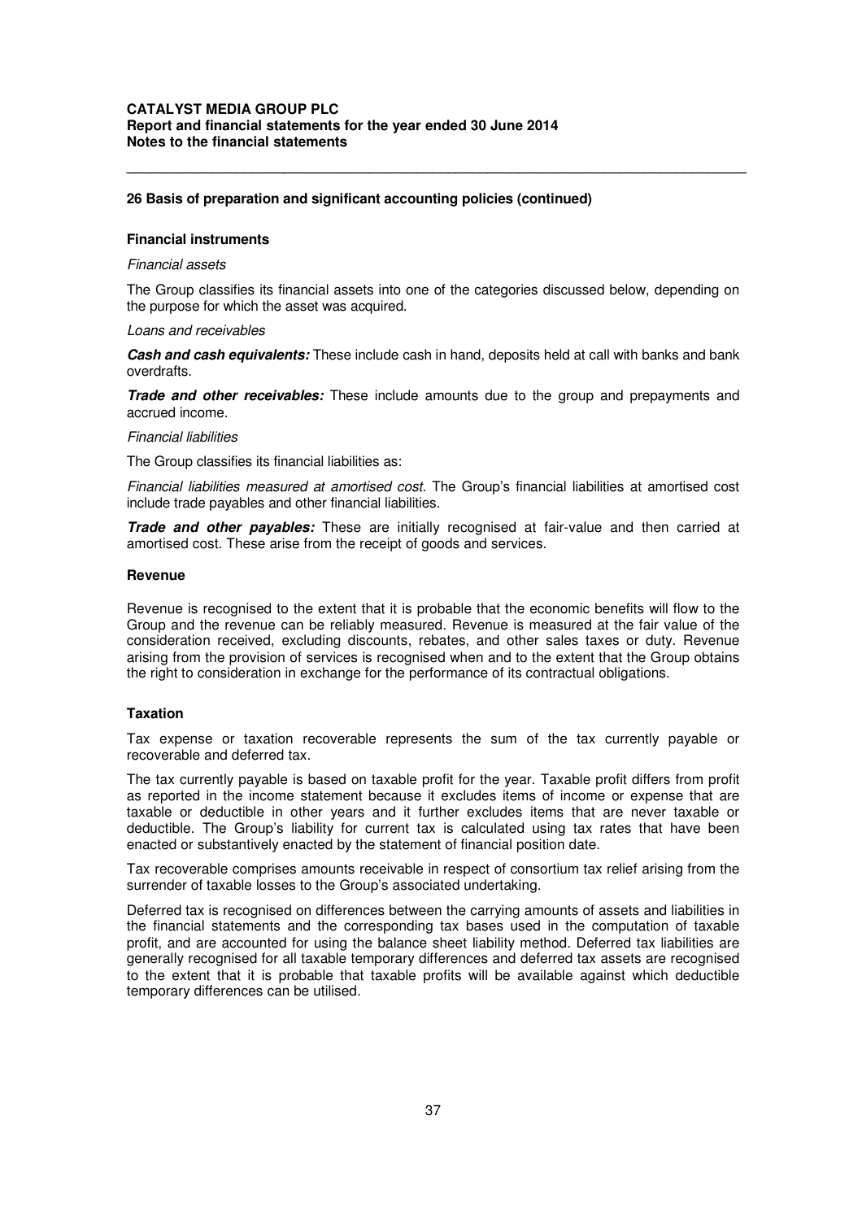## 26 Basis of preparation and significant accounting policies (continued)

### Financial instruments

*Financial assets*

The Group classifies its financial assets into one of the categories discussed below, depending on the purpose for which the asset was acquired.

*Loans and receivables*

***Cash and cash equivalents:*** These include cash in hand, deposits held at call with banks and bank overdrafts.

***Trade and other receivables:*** These include amounts due to the group and prepayments and accrued income.

*Financial liabilities*

The Group classifies its financial liabilities as:

*Financial liabilities measured at amortised cost.* The Group's financial liabilities at amortised cost include trade payables and other financial liabilities.

***Trade and other payables:*** These are initially recognised at fair-value and then carried at amortised cost. These arise from the receipt of goods and services.

### Revenue

Revenue is recognised to the extent that it is probable that the economic benefits will flow to the Group and the revenue can be reliably measured. Revenue is measured at the fair value of the consideration received, excluding discounts, rebates, and other sales taxes or duty. Revenue arising from the provision of services is recognised when and to the extent that the Group obtains the right to consideration in exchange for the performance of its contractual obligations.

### Taxation

Tax expense or taxation recoverable represents the sum of the tax currently payable or recoverable and deferred tax.

The tax currently payable is based on taxable profit for the year. Taxable profit differs from profit as reported in the income statement because it excludes items of income or expense that are taxable or deductible in other years and it further excludes items that are never taxable or deductible. The Group's liability for current tax is calculated using tax rates that have been enacted or substantively enacted by the statement of financial position date.

Tax recoverable comprises amounts receivable in respect of consortium tax relief arising from the surrender of taxable losses to the Group's associated undertaking.

Deferred tax is recognised on differences between the carrying amounts of assets and liabilities in the financial statements and the corresponding tax bases used in the computation of taxable profit, and are accounted for using the balance sheet liability method. Deferred tax liabilities are generally recognised for all taxable temporary differences and deferred tax assets are recognised to the extent that it is probable that taxable profits will be available against which deductible temporary differences can be utilised.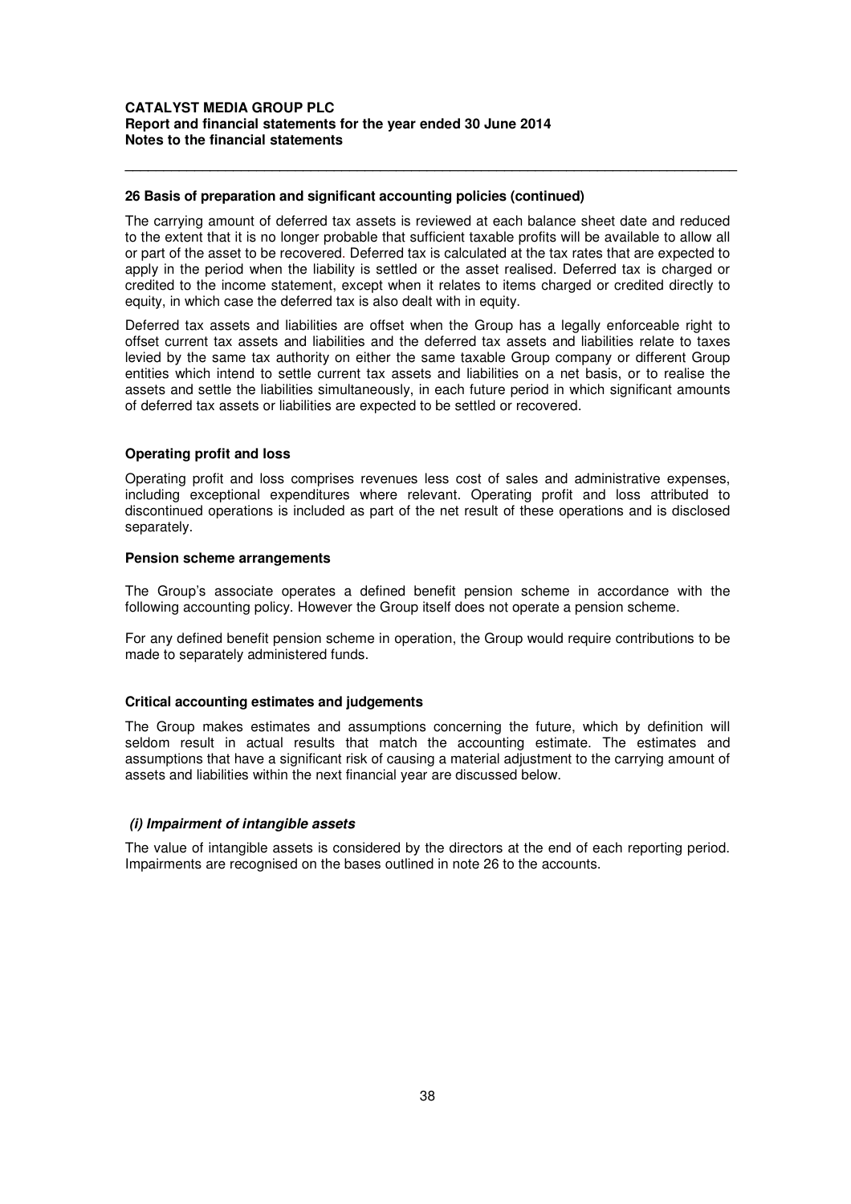**26 Basis of preparation and significant accounting policies (continued)**

The carrying amount of deferred tax assets is reviewed at each balance sheet date and reduced to the extent that it is no longer probable that sufficient taxable profits will be available to allow all or part of the asset to be recovered. Deferred tax is calculated at the tax rates that are expected to apply in the period when the liability is settled or the asset realised. Deferred tax is charged or credited to the income statement, except when it relates to items charged or credited directly to equity, in which case the deferred tax is also dealt with in equity.

Deferred tax assets and liabilities are offset when the Group has a legally enforceable right to offset current tax assets and liabilities and the deferred tax assets and liabilities relate to taxes levied by the same tax authority on either the same taxable Group company or different Group entities which intend to settle current tax assets and liabilities on a net basis, or to realise the assets and settle the liabilities simultaneously, in each future period in which significant amounts of deferred tax assets or liabilities are expected to be settled or recovered.

**Operating profit and loss**

Operating profit and loss comprises revenues less cost of sales and administrative expenses, including exceptional expenditures where relevant. Operating profit and loss attributed to discontinued operations is included as part of the net result of these operations and is disclosed separately.

**Pension scheme arrangements**

The Group's associate operates a defined benefit pension scheme in accordance with the following accounting policy. However the Group itself does not operate a pension scheme.

For any defined benefit pension scheme in operation, the Group would require contributions to be made to separately administered funds.

**Critical accounting estimates and judgements**

The Group makes estimates and assumptions concerning the future, which by definition will seldom result in actual results that match the accounting estimate. The estimates and assumptions that have a significant risk of causing a material adjustment to the carrying amount of assets and liabilities within the next financial year are discussed below.

***(i) Impairment of intangible assets***

The value of intangible assets is considered by the directors at the end of each reporting period. Impairments are recognised on the bases outlined in note 26 to the accounts.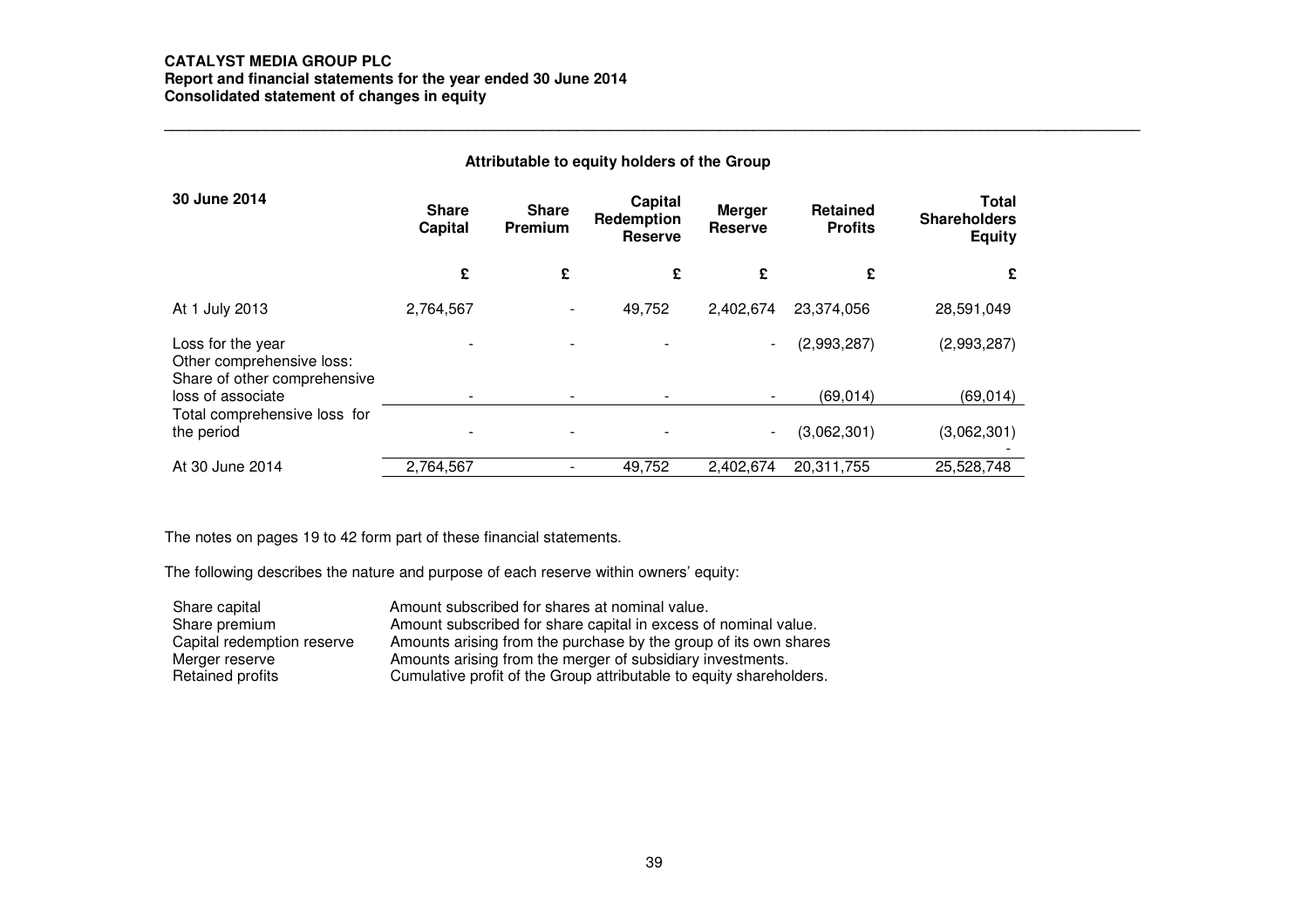**CATALYST MEDIA GROUP PLC**
**Report and financial statements for the year ended 30 June 2014**
**Consolidated statement of changes in equity**

**Attributable to equity holders of the Group**

| 30 June 2014 | Share Capital | Share Premium | Capital Redemption Reserve | Merger Reserve | Retained Profits | Total Shareholders Equity |
|---|---|---|---|---|---|---|
| | £ | £ | £ | £ | £ | £ |
| At 1 July 2013 | 2,764,567 | - | 49,752 | 2,402,674 | 23,374,056 | 28,591,049 |
| Loss for the year | - | - | - | - | (2,993,287) | (2,993,287) |
| Other comprehensive loss: | | | | | | |
| Share of other comprehensive loss of associate | - | - | - | - | (69,014) | (69,014) |
| Total comprehensive loss for the period | - | - | - | - | (3,062,301) | (3,062,301) |
| At 30 June 2014 | 2,764,567 | - | 49,752 | 2,402,674 | 20,311,755 | 25,528,748 |

The notes on pages 19 to 42 form part of these financial statements.

The following describes the nature and purpose of each reserve within owners' equity:

| | |
|---|---|
| Share capital | Amount subscribed for shares at nominal value. |
| Share premium | Amount subscribed for share capital in excess of nominal value. |
| Capital redemption reserve | Amounts arising from the purchase by the group of its own shares |
| Merger reserve | Amounts arising from the merger of subsidiary investments. |
| Retained profits | Cumulative profit of the Group attributable to equity shareholders. |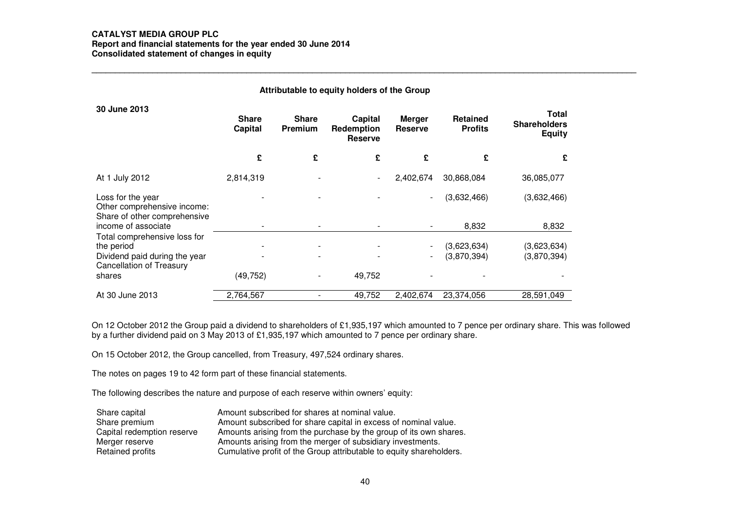**CATALYST MEDIA GROUP PLC**
**Report and financial statements for the year ended 30 June 2014**
**Consolidated statement of changes in equity**

**Attributable to equity holders of the Group**

| 30 June 2013 | Share Capital | Share Premium | Capital Redemption Reserve | Merger Reserve | Retained Profits | Total Shareholders Equity |
|---|---|---|---|---|---|---|
| | £ | £ | £ | £ | £ | £ |
| At 1 July 2012 | 2,814,319 | - | - | 2,402,674 | 30,868,084 | 36,085,077 |
| Loss for the year | - | - | - | - | (3,632,466) | (3,632,466) |
| Other comprehensive income: Share of other comprehensive income of associate | - | - | - | - | 8,832 | 8,832 |
| Total comprehensive loss for the period | - | - | - | - | (3,623,634) | (3,623,634) |
| Dividend paid during the year | - | - | - | - | (3,870,394) | (3,870,394) |
| Cancellation of Treasury shares | (49,752) | - | 49,752 | - | - | - |
| At 30 June 2013 | 2,764,567 | - | 49,752 | 2,402,674 | 23,374,056 | 28,591,049 |

On 12 October 2012 the Group paid a dividend to shareholders of £1,935,197 which amounted to 7 pence per ordinary share. This was followed by a further dividend paid on 3 May 2013 of £1,935,197 which amounted to 7 pence per ordinary share.

On 15 October 2012, the Group cancelled, from Treasury, 497,524 ordinary shares.

The notes on pages 19 to 42 form part of these financial statements.

The following describes the nature and purpose of each reserve within owners' equity:

| Reserve | Description |
|---|---|
| Share capital | Amount subscribed for shares at nominal value. |
| Share premium | Amount subscribed for share capital in excess of nominal value. |
| Capital redemption reserve | Amounts arising from the purchase by the group of its own shares. |
| Merger reserve | Amounts arising from the merger of subsidiary investments. |
| Retained profits | Cumulative profit of the Group attributable to equity shareholders. |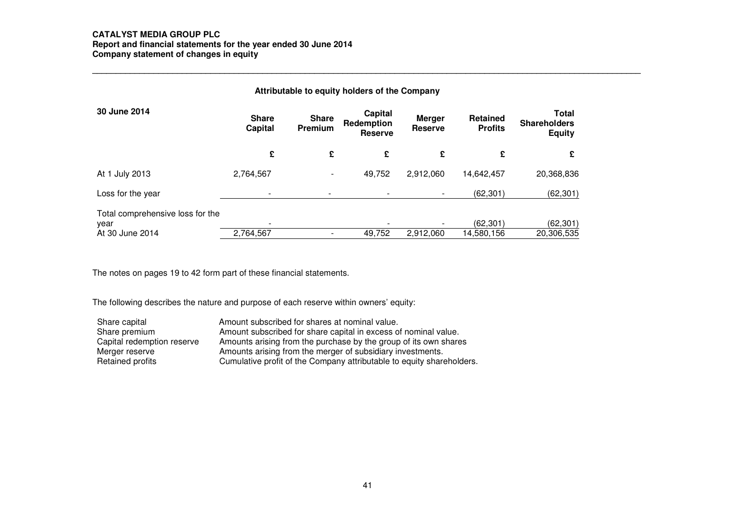**CATALYST MEDIA GROUP PLC**
**Report and financial statements for the year ended 30 June 2014**
**Company statement of changes in equity**

**Attributable to equity holders of the Company**

| 30 June 2014 | Share Capital | Share Premium | Capital Redemption Reserve | Merger Reserve | Retained Profits | Total Shareholders Equity |
|---|---|---|---|---|---|---|
| | £ | £ | £ | £ | £ | £ |
| At 1 July 2013 | 2,764,567 | - | 49,752 | 2,912,060 | 14,642,457 | 20,368,836 |
| Loss for the year | - | - | - | - | (62,301) | (62,301) |
| Total comprehensive loss for the year | - | | - | - | (62,301) | (62,301) |
| At 30 June 2014 | 2,764,567 | - | 49,752 | 2,912,060 | 14,580,156 | 20,306,535 |

The notes on pages 19 to 42 form part of these financial statements.

The following describes the nature and purpose of each reserve within owners' equity:

| | |
|---|---|
| Share capital | Amount subscribed for shares at nominal value. |
| Share premium | Amount subscribed for share capital in excess of nominal value. |
| Capital redemption reserve | Amounts arising from the purchase by the group of its own shares |
| Merger reserve | Amounts arising from the merger of subsidiary investments. |
| Retained profits | Cumulative profit of the Company attributable to equity shareholders. |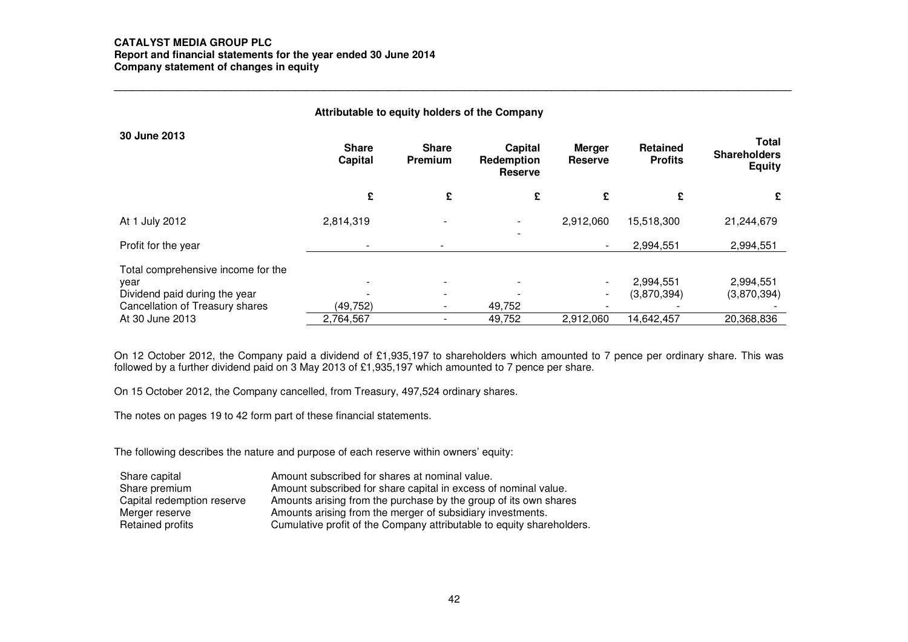**CATALYST MEDIA GROUP PLC**
**Report and financial statements for the year ended 30 June 2014**
**Company statement of changes in equity**

**Attributable to equity holders of the Company**

| 30 June 2013 | Share Capital | Share Premium | Capital Redemption Reserve | Merger Reserve | Retained Profits | Total Shareholders Equity |
|---|---|---|---|---|---|---|
| | £ | £ | £ | £ | £ | £ |
| At 1 July 2012 | 2,814,319 | - | - | 2,912,060 | 15,518,300 | 21,244,679 |
| Profit for the year | - | - | - | - | 2,994,551 | 2,994,551 |
| Total comprehensive income for the year | - | - | - | - | 2,994,551 | 2,994,551 |
| Dividend paid during the year | - | - | - | - | (3,870,394) | (3,870,394) |
| Cancellation of Treasury shares | (49,752) | - | 49,752 | - | - | - |
| At 30 June 2013 | 2,764,567 | - | 49,752 | 2,912,060 | 14,642,457 | 20,368,836 |

On 12 October 2012, the Company paid a dividend of £1,935,197 to shareholders which amounted to 7 pence per ordinary share. This was followed by a further dividend paid on 3 May 2013 of £1,935,197 which amounted to 7 pence per share.

On 15 October 2012, the Company cancelled, from Treasury, 497,524 ordinary shares.

The notes on pages 19 to 42 form part of these financial statements.

The following describes the nature and purpose of each reserve within owners' equity:

| | |
|---|---|
| Share capital | Amount subscribed for shares at nominal value. |
| Share premium | Amount subscribed for share capital in excess of nominal value. |
| Capital redemption reserve | Amounts arising from the purchase by the group of its own shares |
| Merger reserve | Amounts arising from the merger of subsidiary investments. |
| Retained profits | Cumulative profit of the Company attributable to equity shareholders. |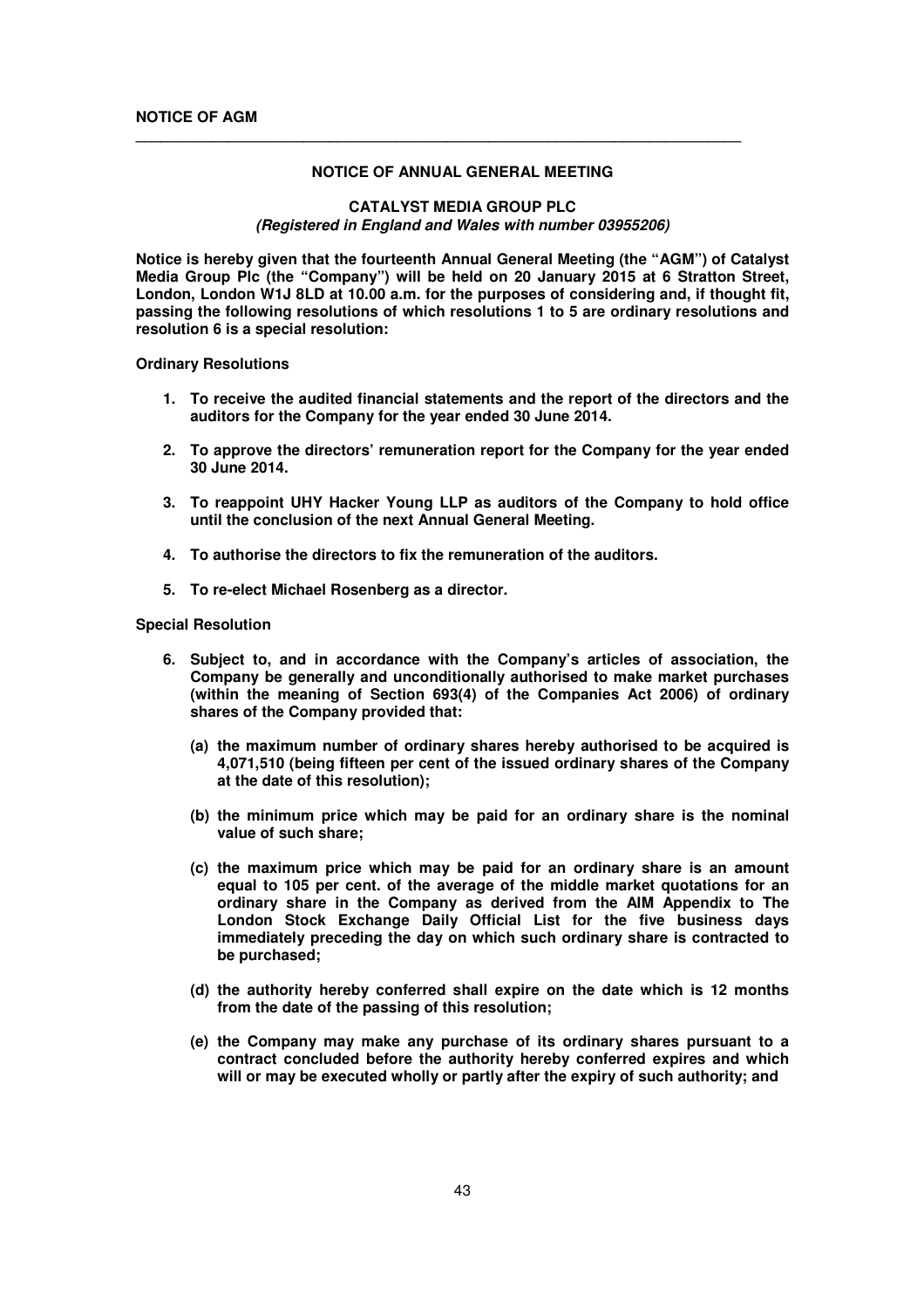**NOTICE OF AGM**

---

## NOTICE OF ANNUAL GENERAL MEETING

### CATALYST MEDIA GROUP PLC
***(Registered in England and Wales with number 03955206)***

**Notice is hereby given that the fourteenth Annual General Meeting (the "AGM") of Catalyst Media Group Plc (the "Company") will be held on 20 January 2015 at 6 Stratton Street, London, London W1J 8LD at 10.00 a.m. for the purposes of considering and, if thought fit, passing the following resolutions of which resolutions 1 to 5 are ordinary resolutions and resolution 6 is a special resolution:**

**Ordinary Resolutions**

1. **To receive the audited financial statements and the report of the directors and the auditors for the Company for the year ended 30 June 2014.**
2. **To approve the directors' remuneration report for the Company for the year ended 30 June 2014.**
3. **To reappoint UHY Hacker Young LLP as auditors of the Company to hold office until the conclusion of the next Annual General Meeting.**
4. **To authorise the directors to fix the remuneration of the auditors.**
5. **To re-elect Michael Rosenberg as a director.**

**Special Resolution**

6. **Subject to, and in accordance with the Company's articles of association, the Company be generally and unconditionally authorised to make market purchases (within the meaning of Section 693(4) of the Companies Act 2006) of ordinary shares of the Company provided that:**
   - **(a) the maximum number of ordinary shares hereby authorised to be acquired is 4,071,510 (being fifteen per cent of the issued ordinary shares of the Company at the date of this resolution);**
   - **(b) the minimum price which may be paid for an ordinary share is the nominal value of such share;**
   - **(c) the maximum price which may be paid for an ordinary share is an amount equal to 105 per cent. of the average of the middle market quotations for an ordinary share in the Company as derived from the AIM Appendix to The London Stock Exchange Daily Official List for the five business days immediately preceding the day on which such ordinary share is contracted to be purchased;**
   - **(d) the authority hereby conferred shall expire on the date which is 12 months from the date of the passing of this resolution;**
   - **(e) the Company may make any purchase of its ordinary shares pursuant to a contract concluded before the authority hereby conferred expires and which will or may be executed wholly or partly after the expiry of such authority; and**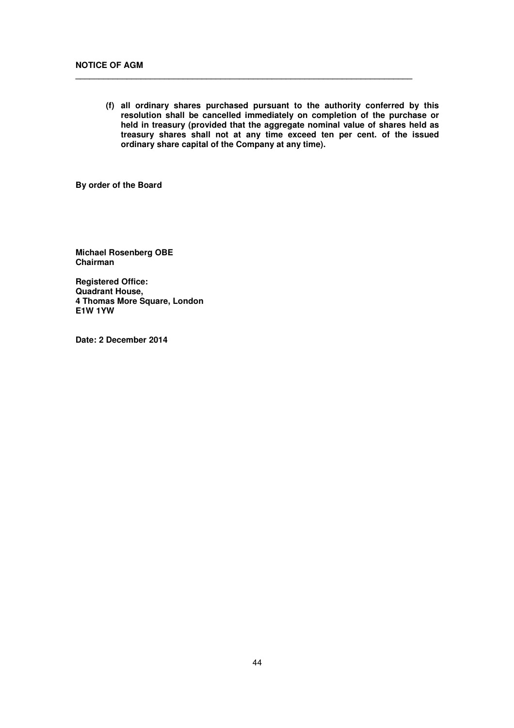**(f) all ordinary shares purchased pursuant to the authority conferred by this resolution shall be cancelled immediately on completion of the purchase or held in treasury (provided that the aggregate nominal value of shares held as treasury shares shall not at any time exceed ten per cent. of the issued ordinary share capital of the Company at any time).**

**By order of the Board**

**Michael Rosenberg OBE**
**Chairman**

**Registered Office:**
**Quadrant House,**
**4 Thomas More Square, London**
**E1W 1YW**

**Date: 2 December 2014**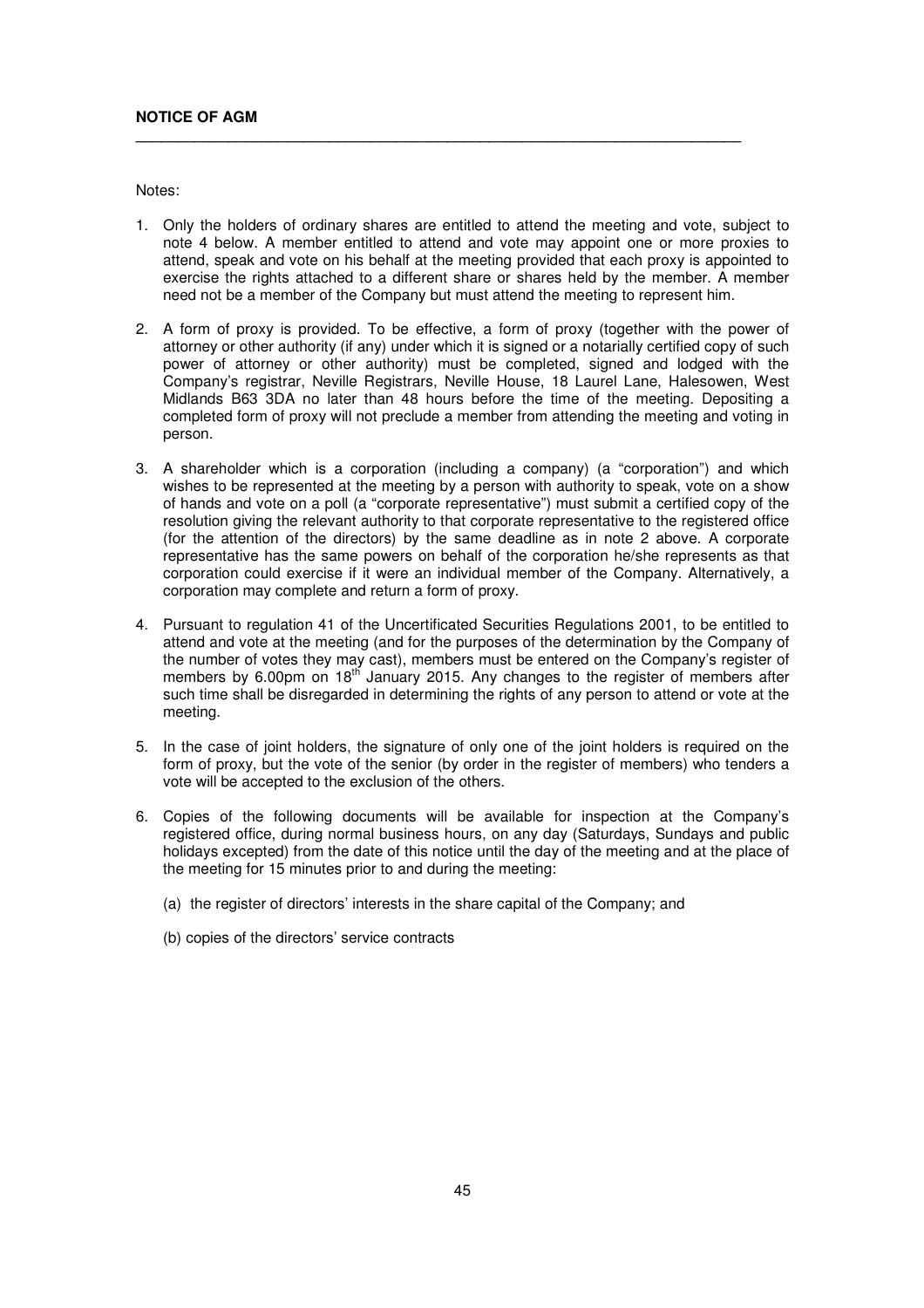**NOTICE OF AGM**

---

Notes:

1. Only the holders of ordinary shares are entitled to attend the meeting and vote, subject to note 4 below. A member entitled to attend and vote may appoint one or more proxies to attend, speak and vote on his behalf at the meeting provided that each proxy is appointed to exercise the rights attached to a different share or shares held by the member. A member need not be a member of the Company but must attend the meeting to represent him.

2. A form of proxy is provided. To be effective, a form of proxy (together with the power of attorney or other authority (if any) under which it is signed or a notarially certified copy of such power of attorney or other authority) must be completed, signed and lodged with the Company's registrar, Neville Registrars, Neville House, 18 Laurel Lane, Halesowen, West Midlands B63 3DA no later than 48 hours before the time of the meeting. Depositing a completed form of proxy will not preclude a member from attending the meeting and voting in person.

3. A shareholder which is a corporation (including a company) (a "corporation") and which wishes to be represented at the meeting by a person with authority to speak, vote on a show of hands and vote on a poll (a "corporate representative") must submit a certified copy of the resolution giving the relevant authority to that corporate representative to the registered office (for the attention of the directors) by the same deadline as in note 2 above. A corporate representative has the same powers on behalf of the corporation he/she represents as that corporation could exercise if it were an individual member of the Company. Alternatively, a corporation may complete and return a form of proxy.

4. Pursuant to regulation 41 of the Uncertificated Securities Regulations 2001, to be entitled to attend and vote at the meeting (and for the purposes of the determination by the Company of the number of votes they may cast), members must be entered on the Company's register of members by 6.00pm on 18th January 2015. Any changes to the register of members after such time shall be disregarded in determining the rights of any person to attend or vote at the meeting.

5. In the case of joint holders, the signature of only one of the joint holders is required on the form of proxy, but the vote of the senior (by order in the register of members) who tenders a vote will be accepted to the exclusion of the others.

6. Copies of the following documents will be available for inspection at the Company's registered office, during normal business hours, on any day (Saturdays, Sundays and public holidays excepted) from the date of this notice until the day of the meeting and at the place of the meeting for 15 minutes prior to and during the meeting:

   (a) the register of directors' interests in the share capital of the Company; and

   (b) copies of the directors' service contracts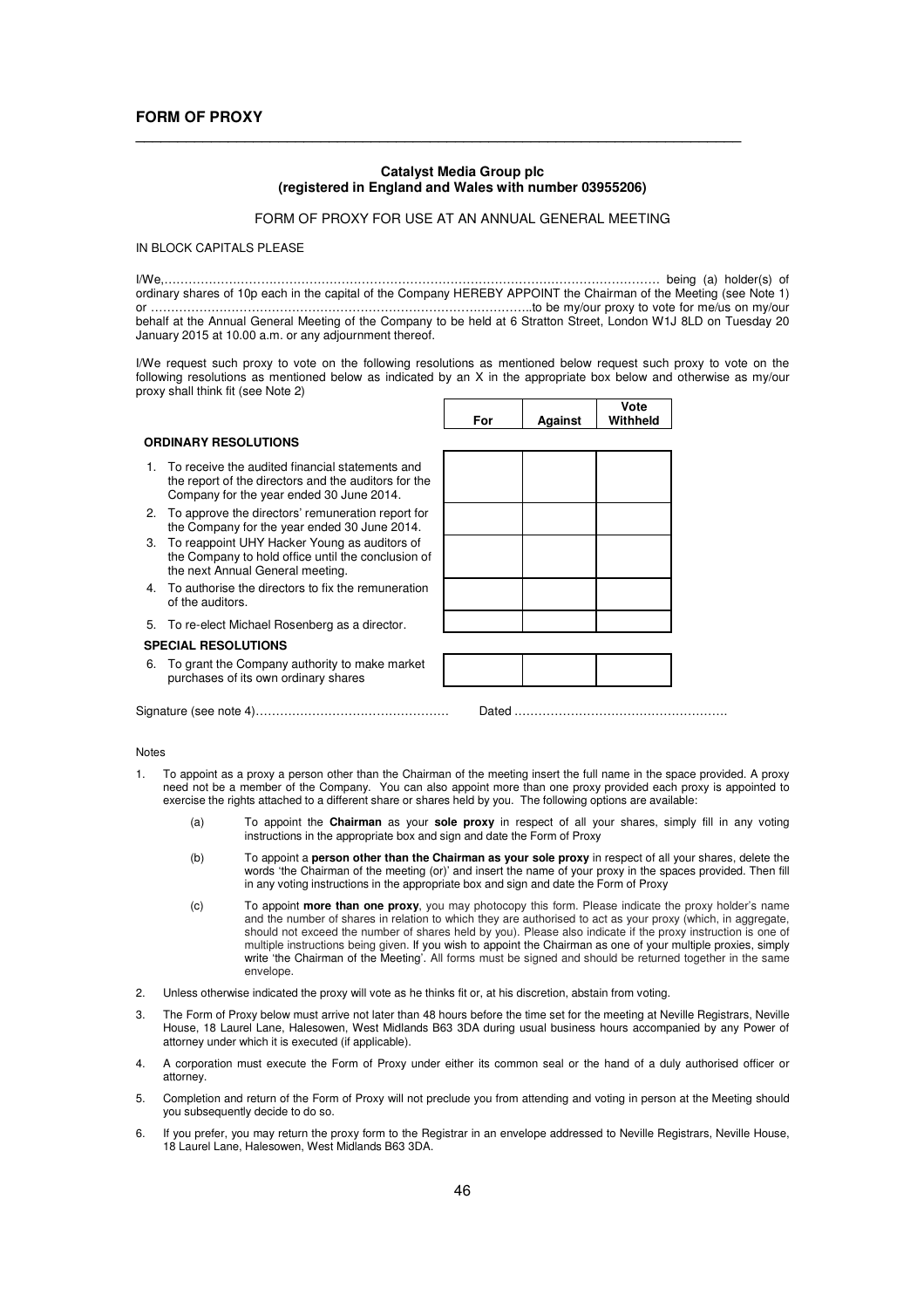## FORM OF PROXY

**Catalyst Media Group plc**
**(registered in England and Wales with number 03955206)**

FORM OF PROXY FOR USE AT AN ANNUAL GENERAL MEETING

IN BLOCK CAPITALS PLEASE

I/We,…………………………………………………………………………………………………………… being (a) holder(s) of ordinary shares of 10p each in the capital of the Company HEREBY APPOINT the Chairman of the Meeting (see Note 1) or …………………………………………………………………………………..to be my/our proxy to vote for me/us on my/our behalf at the Annual General Meeting of the Company to be held at 6 Stratton Street, London W1J 8LD on Tuesday 20 January 2015 at 10.00 a.m. or any adjournment thereof.

I/We request such proxy to vote on the following resolutions as mentioned below request such proxy to vote on the following resolutions as mentioned below as indicated by an X in the appropriate box below and otherwise as my/our proxy shall think fit (see Note 2)

| | For | Against | Vote Withheld |
|---|---|---|---|
| **ORDINARY RESOLUTIONS** | | | |
| 1. To receive the audited financial statements and the report of the directors and the auditors for the Company for the year ended 30 June 2014. | | | |
| 2. To approve the directors' remuneration report for the Company for the year ended 30 June 2014. | | | |
| 3. To reappoint UHY Hacker Young as auditors of the Company to hold office until the conclusion of the next Annual General meeting. | | | |
| 4. To authorise the directors to fix the remuneration of the auditors. | | | |
| 5. To re-elect Michael Rosenberg as a director. | | | |
| **SPECIAL RESOLUTIONS** | | | |
| 6. To grant the Company authority to make market purchases of its own ordinary shares | | | |

Signature (see note 4)………………………………………… Dated ……………………………………………….

Notes

1. To appoint as a proxy a person other than the Chairman of the meeting insert the full name in the space provided. A proxy need not be a member of the Company. You can also appoint more than one proxy provided each proxy is appointed to exercise the rights attached to a different share or shares held by you. The following options are available:

   (a) To appoint the **Chairman** as your **sole proxy** in respect of all your shares, simply fill in any voting instructions in the appropriate box and sign and date the Form of Proxy

   (b) To appoint a **person other than the Chairman as your sole proxy** in respect of all your shares, delete the words 'the Chairman of the meeting (or)' and insert the name of your proxy in the spaces provided. Then fill in any voting instructions in the appropriate box and sign and date the Form of Proxy

   (c) To appoint **more than one proxy**, you may photocopy this form. Please indicate the proxy holder's name and the number of shares in relation to which they are authorised to act as your proxy (which, in aggregate, should not exceed the number of shares held by you). Please also indicate if the proxy instruction is one of multiple instructions being given. If you wish to appoint the Chairman as one of your multiple proxies, simply write 'the Chairman of the Meeting'. All forms must be signed and should be returned together in the same envelope.

2. Unless otherwise indicated the proxy will vote as he thinks fit or, at his discretion, abstain from voting.

3. The Form of Proxy below must arrive not later than 48 hours before the time set for the meeting at Neville Registrars, Neville House, 18 Laurel Lane, Halesowen, West Midlands B63 3DA during usual business hours accompanied by any Power of attorney under which it is executed (if applicable).

4. A corporation must execute the Form of Proxy under either its common seal or the hand of a duly authorised officer or attorney.

5. Completion and return of the Form of Proxy will not preclude you from attending and voting in person at the Meeting should you subsequently decide to do so.

6. If you prefer, you may return the proxy form to the Registrar in an envelope addressed to Neville Registrars, Neville House, 18 Laurel Lane, Halesowen, West Midlands B63 3DA.